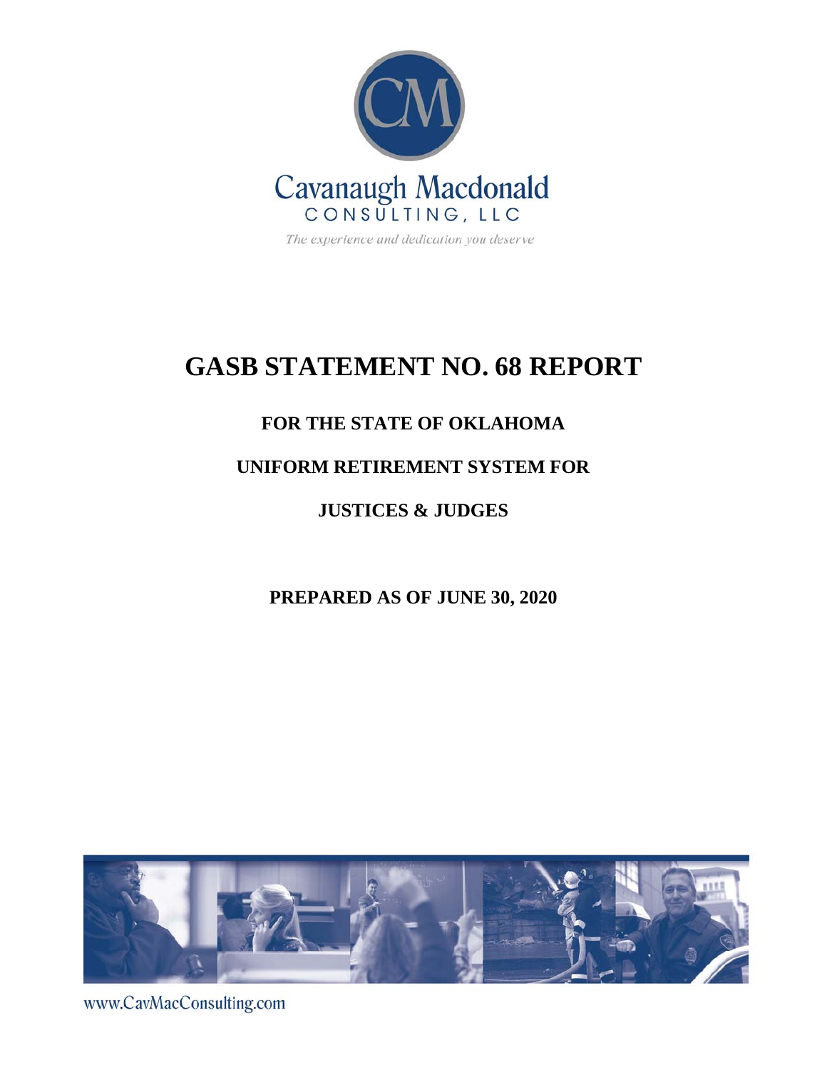Cavanaugh Macdonald

CONSULTING, LLC

*The experience and dedication you deserve*

# GASB STATEMENT NO. 68 REPORT

## FOR THE STATE OF OKLAHOMA

## UNIFORM RETIREMENT SYSTEM FOR

## JUSTICES & JUDGES

## PREPARED AS OF JUNE 30, 2020

www.CavMacConsulting.com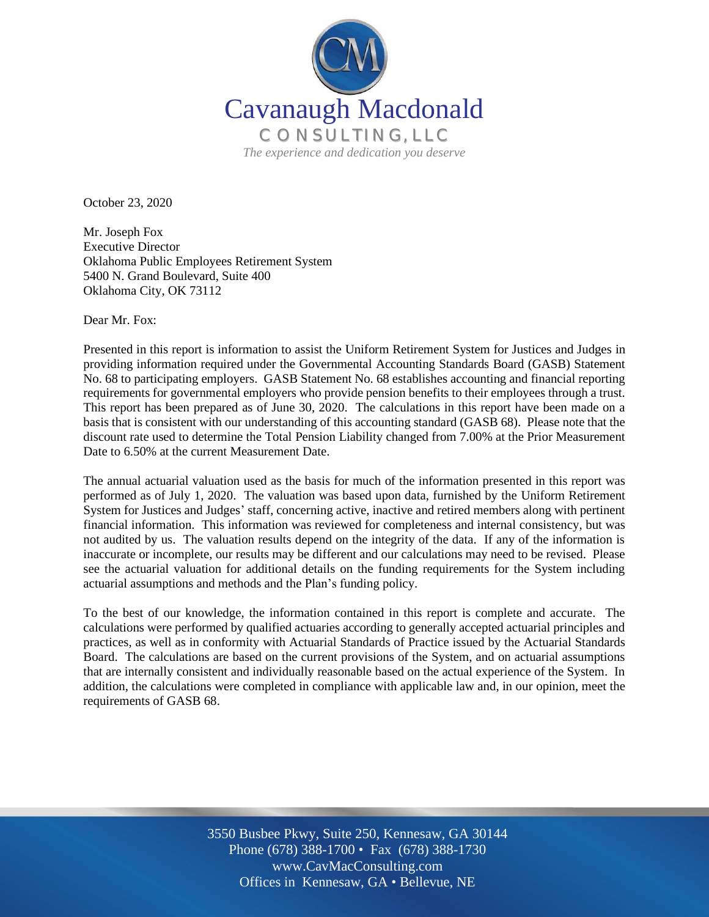Cavanaugh Macdonald

CONSULTING, LLC

*The experience and dedication you deserve*

October 23, 2020

Mr. Joseph Fox
Executive Director
Oklahoma Public Employees Retirement System
5400 N. Grand Boulevard, Suite 400
Oklahoma City, OK 73112

Dear Mr. Fox:

Presented in this report is information to assist the Uniform Retirement System for Justices and Judges in providing information required under the Governmental Accounting Standards Board (GASB) Statement No. 68 to participating employers. GASB Statement No. 68 establishes accounting and financial reporting requirements for governmental employers who provide pension benefits to their employees through a trust. This report has been prepared as of June 30, 2020. The calculations in this report have been made on a basis that is consistent with our understanding of this accounting standard (GASB 68). Please note that the discount rate used to determine the Total Pension Liability changed from 7.00% at the Prior Measurement Date to 6.50% at the current Measurement Date.

The annual actuarial valuation used as the basis for much of the information presented in this report was performed as of July 1, 2020. The valuation was based upon data, furnished by the Uniform Retirement System for Justices and Judges' staff, concerning active, inactive and retired members along with pertinent financial information. This information was reviewed for completeness and internal consistency, but was not audited by us. The valuation results depend on the integrity of the data. If any of the information is inaccurate or incomplete, our results may be different and our calculations may need to be revised. Please see the actuarial valuation for additional details on the funding requirements for the System including actuarial assumptions and methods and the Plan's funding policy.

To the best of our knowledge, the information contained in this report is complete and accurate. The calculations were performed by qualified actuaries according to generally accepted actuarial principles and practices, as well as in conformity with Actuarial Standards of Practice issued by the Actuarial Standards Board. The calculations are based on the current provisions of the System, and on actuarial assumptions that are internally consistent and individually reasonable based on the actual experience of the System. In addition, the calculations were completed in compliance with applicable law and, in our opinion, meet the requirements of GASB 68.

3550 Busbee Pkwy, Suite 250, Kennesaw, GA 30144
Phone (678) 388-1700 • Fax (678) 388-1730
www.CavMacConsulting.com
Offices in Kennesaw, GA • Bellevue, NE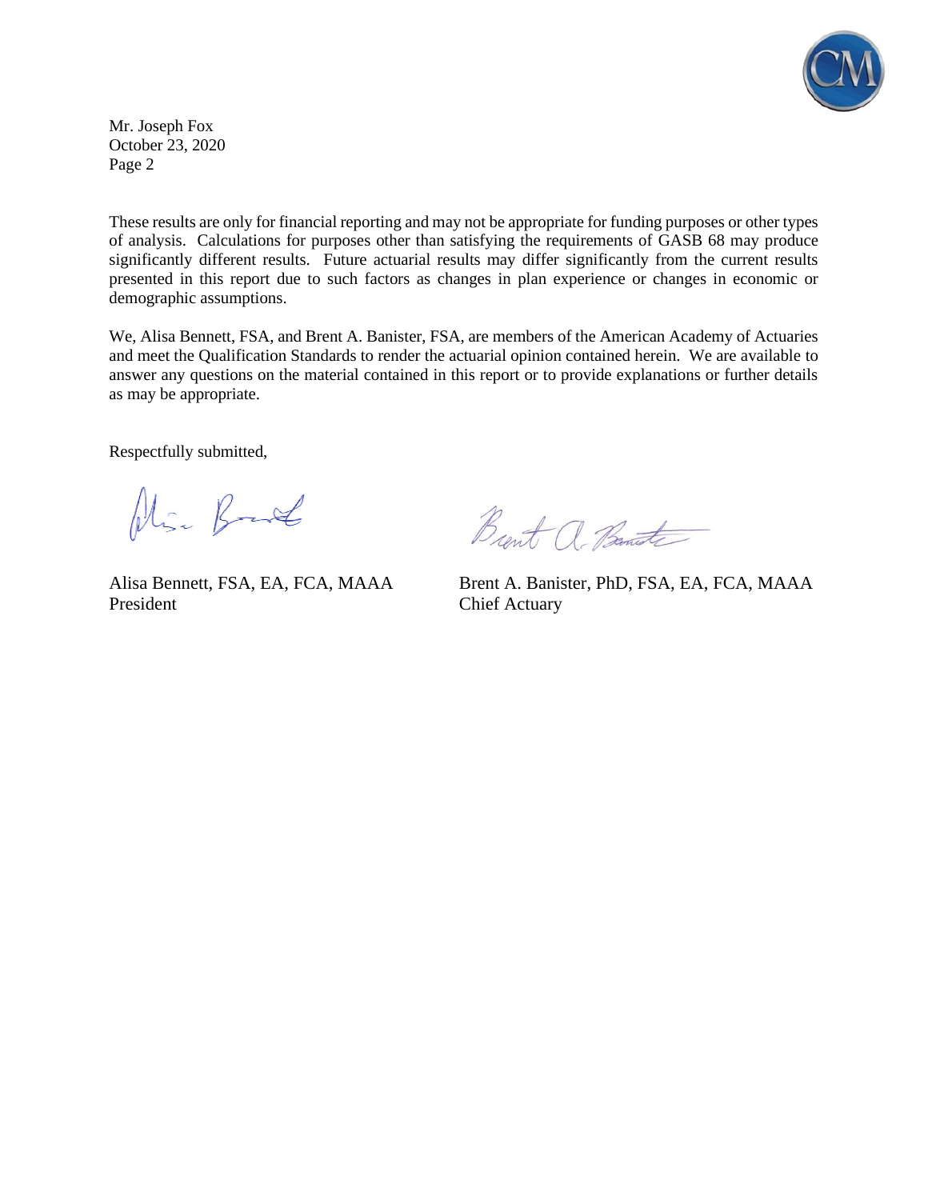Mr. Joseph Fox
October 23, 2020
Page 2

These results are only for financial reporting and may not be appropriate for funding purposes or other types of analysis. Calculations for purposes other than satisfying the requirements of GASB 68 may produce significantly different results. Future actuarial results may differ significantly from the current results presented in this report due to such factors as changes in plan experience or changes in economic or demographic assumptions.

We, Alisa Bennett, FSA, and Brent A. Banister, FSA, are members of the American Academy of Actuaries and meet the Qualification Standards to render the actuarial opinion contained herein. We are available to answer any questions on the material contained in this report or to provide explanations or further details as may be appropriate.

Respectfully submitted,

Alisa Bennett, FSA, EA, FCA, MAAA
President

Brent A. Banister, PhD, FSA, EA, FCA, MAAA
Chief Actuary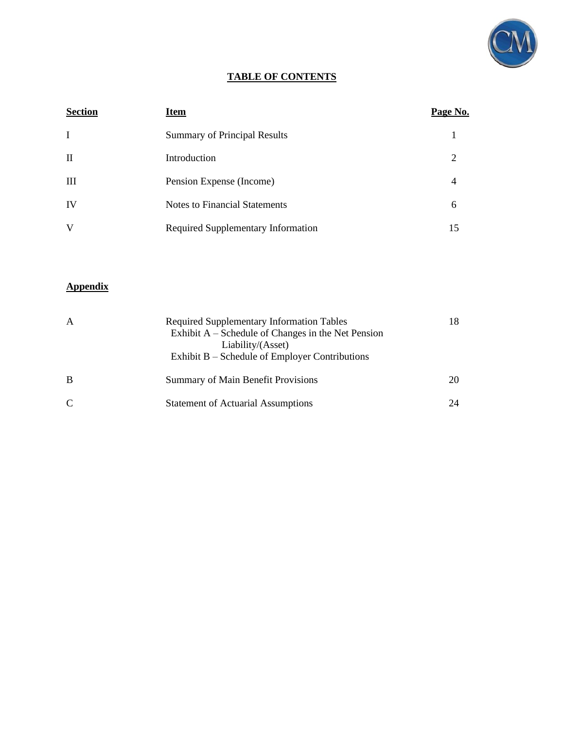# TABLE OF CONTENTS

| Section | Item | Page No. |
|---|---|---|
| I | Summary of Principal Results | 1 |
| II | Introduction | 2 |
| III | Pension Expense (Income) | 4 |
| IV | Notes to Financial Statements | 6 |
| V | Required Supplementary Information | 15 |

**Appendix**

| | | |
|---|---|---|
| A | Required Supplementary Information Tables<br>Exhibit A – Schedule of Changes in the Net Pension Liability/(Asset)<br>Exhibit B – Schedule of Employer Contributions | 18 |
| B | Summary of Main Benefit Provisions | 20 |
| C | Statement of Actuarial Assumptions | 24 |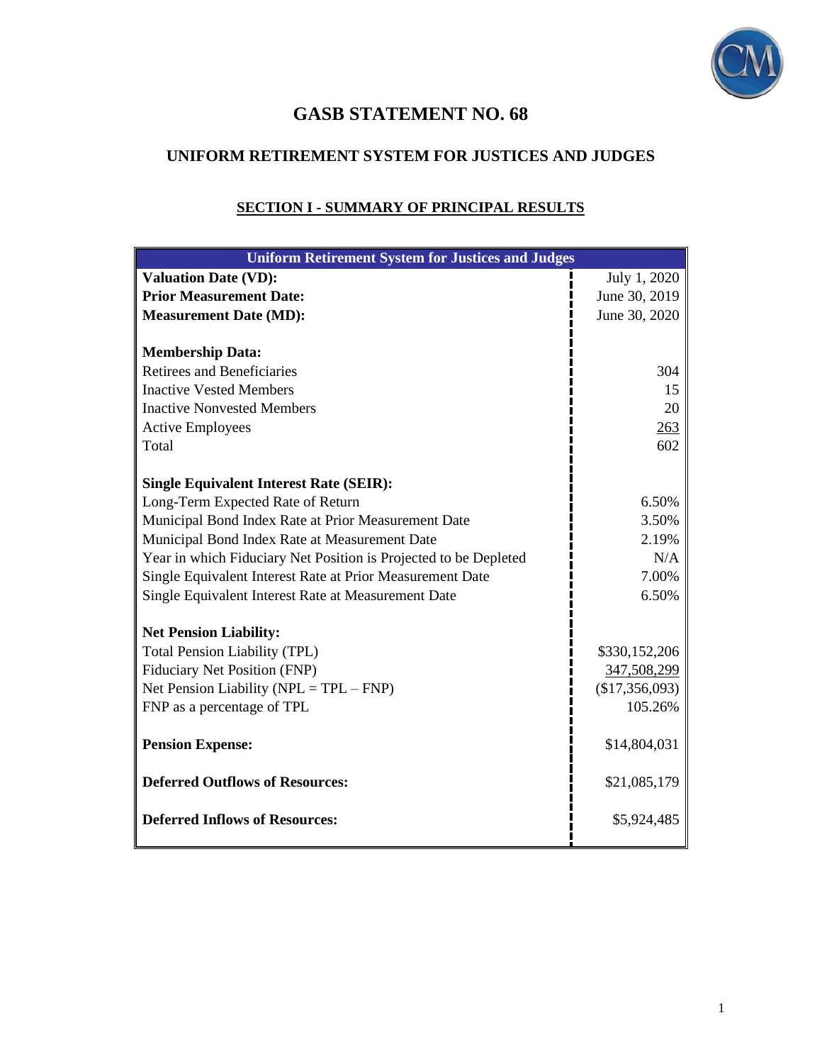# GASB STATEMENT NO. 68

## UNIFORM RETIREMENT SYSTEM FOR JUSTICES AND JUDGES

### SECTION I - SUMMARY OF PRINCIPAL RESULTS

| Uniform Retirement System for Justices and Judges | |
|---|---|
| **Valuation Date (VD):** | July 1, 2020 |
| **Prior Measurement Date:** | June 30, 2019 |
| **Measurement Date (MD):** | June 30, 2020 |
| | |
| **Membership Data:** | |
| Retirees and Beneficiaries | 304 |
| Inactive Vested Members | 15 |
| Inactive Nonvested Members | 20 |
| Active Employees | 263 |
| Total | 602 |
| | |
| **Single Equivalent Interest Rate (SEIR):** | |
| Long-Term Expected Rate of Return | 6.50% |
| Municipal Bond Index Rate at Prior Measurement Date | 3.50% |
| Municipal Bond Index Rate at Measurement Date | 2.19% |
| Year in which Fiduciary Net Position is Projected to be Depleted | N/A |
| Single Equivalent Interest Rate at Prior Measurement Date | 7.00% |
| Single Equivalent Interest Rate at Measurement Date | 6.50% |
| | |
| **Net Pension Liability:** | |
| Total Pension Liability (TPL) | $330,152,206 |
| Fiduciary Net Position (FNP) | 347,508,299 |
| Net Pension Liability (NPL = TPL – FNP) | ($17,356,093) |
| FNP as a percentage of TPL | 105.26% |
| | |
| **Pension Expense:** | $14,804,031 |
| | |
| **Deferred Outflows of Resources:** | $21,085,179 |
| | |
| **Deferred Inflows of Resources:** | $5,924,485 |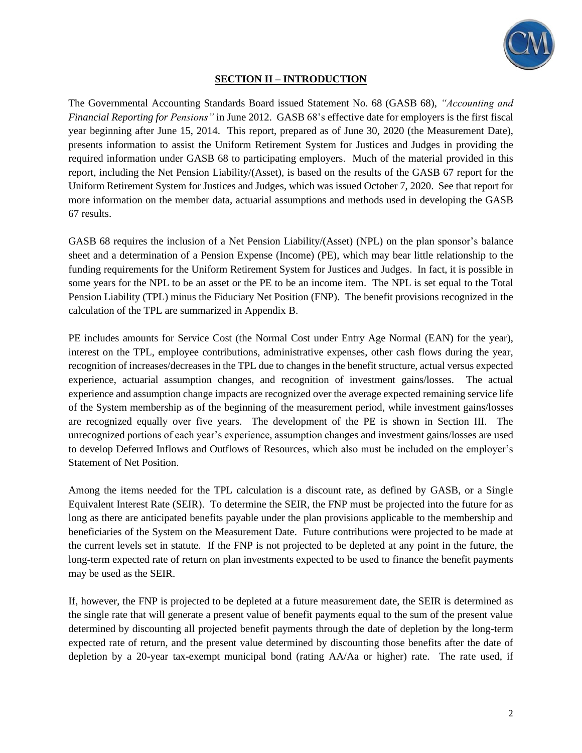## SECTION II – INTRODUCTION

The Governmental Accounting Standards Board issued Statement No. 68 (GASB 68), *"Accounting and Financial Reporting for Pensions"* in June 2012. GASB 68's effective date for employers is the first fiscal year beginning after June 15, 2014. This report, prepared as of June 30, 2020 (the Measurement Date), presents information to assist the Uniform Retirement System for Justices and Judges in providing the required information under GASB 68 to participating employers. Much of the material provided in this report, including the Net Pension Liability/(Asset), is based on the results of the GASB 67 report for the Uniform Retirement System for Justices and Judges, which was issued October 7, 2020. See that report for more information on the member data, actuarial assumptions and methods used in developing the GASB 67 results.

GASB 68 requires the inclusion of a Net Pension Liability/(Asset) (NPL) on the plan sponsor's balance sheet and a determination of a Pension Expense (Income) (PE), which may bear little relationship to the funding requirements for the Uniform Retirement System for Justices and Judges. In fact, it is possible in some years for the NPL to be an asset or the PE to be an income item. The NPL is set equal to the Total Pension Liability (TPL) minus the Fiduciary Net Position (FNP). The benefit provisions recognized in the calculation of the TPL are summarized in Appendix B.

PE includes amounts for Service Cost (the Normal Cost under Entry Age Normal (EAN) for the year), interest on the TPL, employee contributions, administrative expenses, other cash flows during the year, recognition of increases/decreases in the TPL due to changes in the benefit structure, actual versus expected experience, actuarial assumption changes, and recognition of investment gains/losses. The actual experience and assumption change impacts are recognized over the average expected remaining service life of the System membership as of the beginning of the measurement period, while investment gains/losses are recognized equally over five years. The development of the PE is shown in Section III. The unrecognized portions of each year's experience, assumption changes and investment gains/losses are used to develop Deferred Inflows and Outflows of Resources, which also must be included on the employer's Statement of Net Position.

Among the items needed for the TPL calculation is a discount rate, as defined by GASB, or a Single Equivalent Interest Rate (SEIR). To determine the SEIR, the FNP must be projected into the future for as long as there are anticipated benefits payable under the plan provisions applicable to the membership and beneficiaries of the System on the Measurement Date. Future contributions were projected to be made at the current levels set in statute. If the FNP is not projected to be depleted at any point in the future, the long-term expected rate of return on plan investments expected to be used to finance the benefit payments may be used as the SEIR.

If, however, the FNP is projected to be depleted at a future measurement date, the SEIR is determined as the single rate that will generate a present value of benefit payments equal to the sum of the present value determined by discounting all projected benefit payments through the date of depletion by the long-term expected rate of return, and the present value determined by discounting those benefits after the date of depletion by a 20-year tax-exempt municipal bond (rating AA/Aa or higher) rate. The rate used, if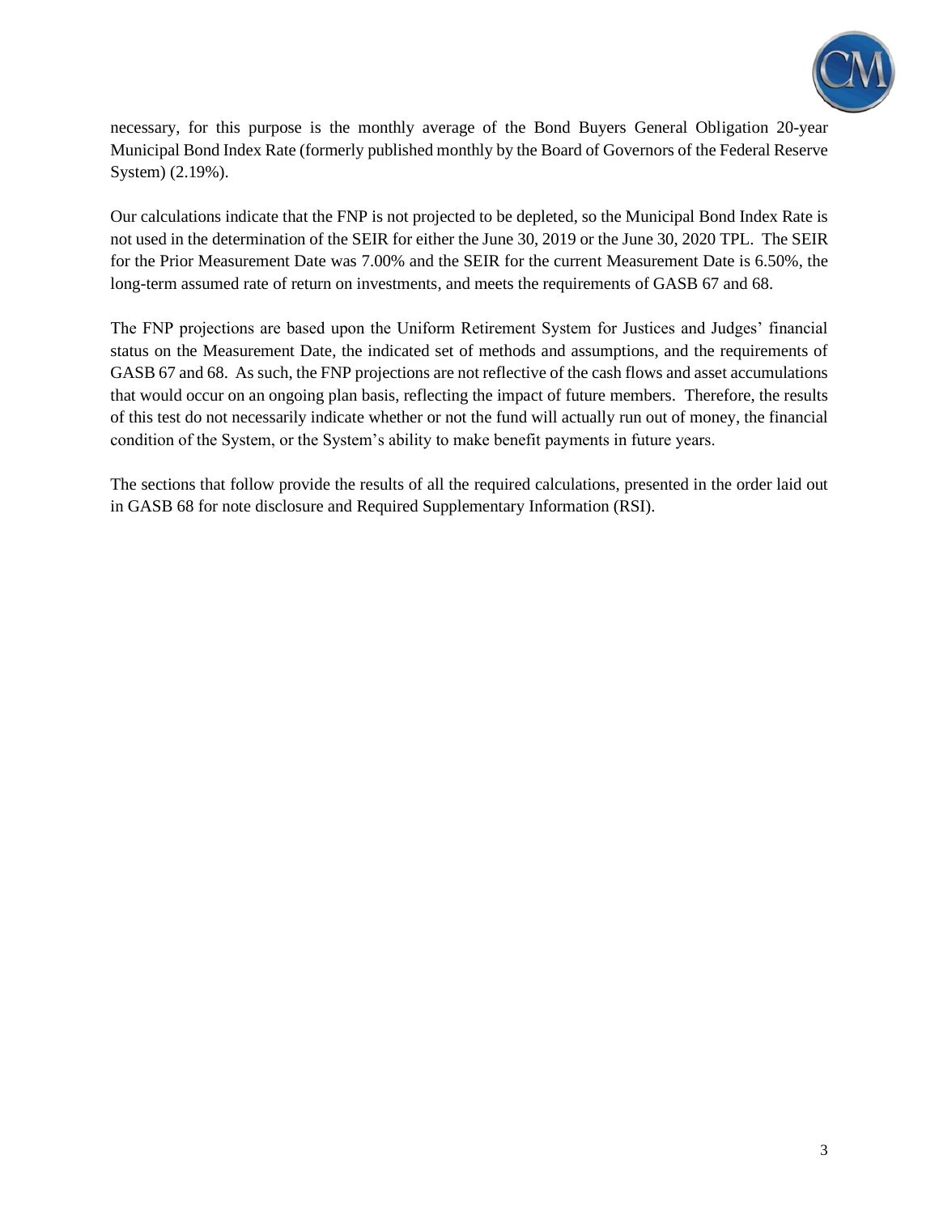necessary, for this purpose is the monthly average of the Bond Buyers General Obligation 20-year Municipal Bond Index Rate (formerly published monthly by the Board of Governors of the Federal Reserve System) (2.19%).

Our calculations indicate that the FNP is not projected to be depleted, so the Municipal Bond Index Rate is not used in the determination of the SEIR for either the June 30, 2019 or the June 30, 2020 TPL. The SEIR for the Prior Measurement Date was 7.00% and the SEIR for the current Measurement Date is 6.50%, the long-term assumed rate of return on investments, and meets the requirements of GASB 67 and 68.

The FNP projections are based upon the Uniform Retirement System for Justices and Judges' financial status on the Measurement Date, the indicated set of methods and assumptions, and the requirements of GASB 67 and 68. As such, the FNP projections are not reflective of the cash flows and asset accumulations that would occur on an ongoing plan basis, reflecting the impact of future members. Therefore, the results of this test do not necessarily indicate whether or not the fund will actually run out of money, the financial condition of the System, or the System's ability to make benefit payments in future years.

The sections that follow provide the results of all the required calculations, presented in the order laid out in GASB 68 for note disclosure and Required Supplementary Information (RSI).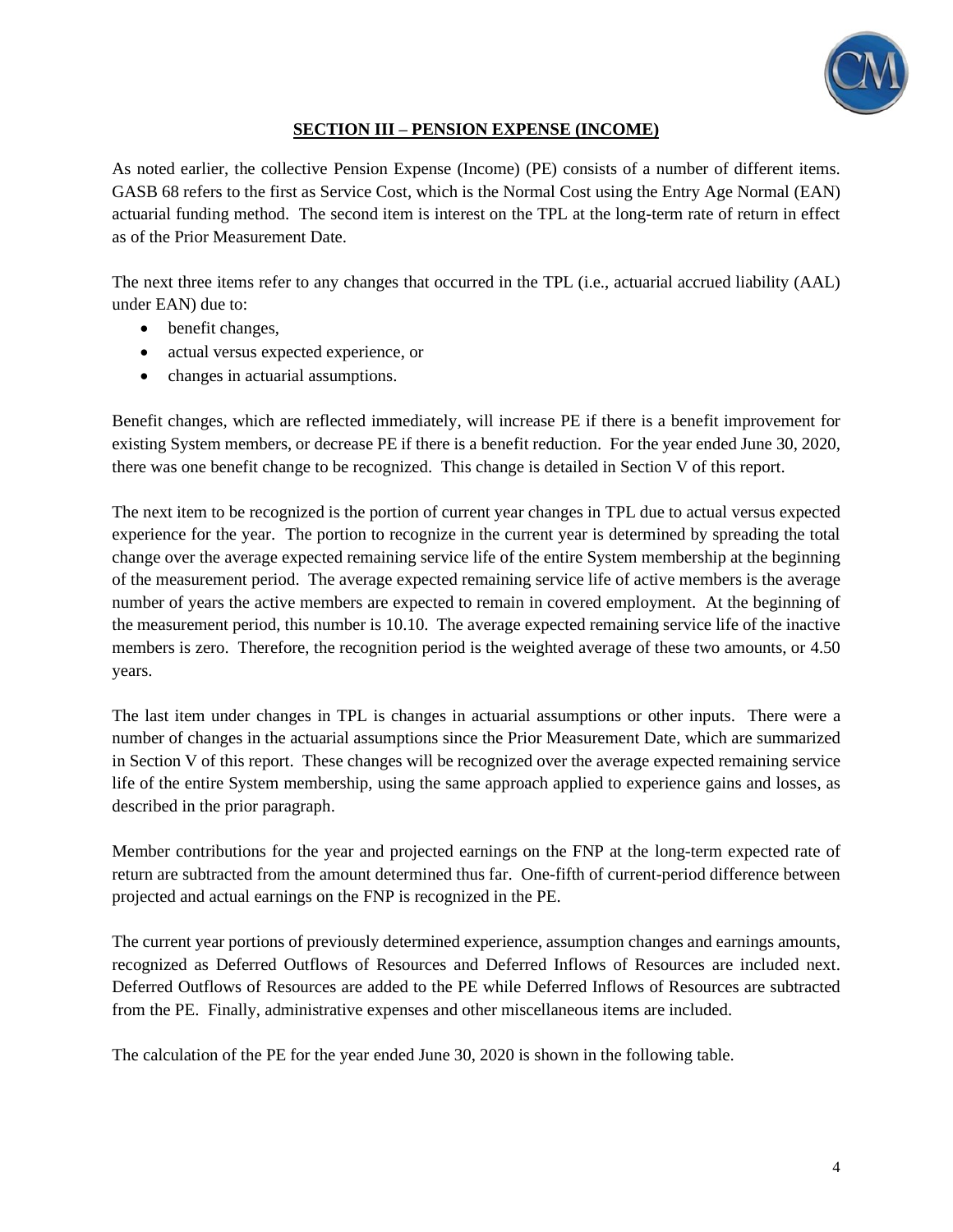## SECTION III – PENSION EXPENSE (INCOME)

As noted earlier, the collective Pension Expense (Income) (PE) consists of a number of different items. GASB 68 refers to the first as Service Cost, which is the Normal Cost using the Entry Age Normal (EAN) actuarial funding method. The second item is interest on the TPL at the long-term rate of return in effect as of the Prior Measurement Date.

The next three items refer to any changes that occurred in the TPL (i.e., actuarial accrued liability (AAL) under EAN) due to:

- benefit changes,
- actual versus expected experience, or
- changes in actuarial assumptions.

Benefit changes, which are reflected immediately, will increase PE if there is a benefit improvement for existing System members, or decrease PE if there is a benefit reduction. For the year ended June 30, 2020, there was one benefit change to be recognized. This change is detailed in Section V of this report.

The next item to be recognized is the portion of current year changes in TPL due to actual versus expected experience for the year. The portion to recognize in the current year is determined by spreading the total change over the average expected remaining service life of the entire System membership at the beginning of the measurement period. The average expected remaining service life of active members is the average number of years the active members are expected to remain in covered employment. At the beginning of the measurement period, this number is 10.10. The average expected remaining service life of the inactive members is zero. Therefore, the recognition period is the weighted average of these two amounts, or 4.50 years.

The last item under changes in TPL is changes in actuarial assumptions or other inputs. There were a number of changes in the actuarial assumptions since the Prior Measurement Date, which are summarized in Section V of this report. These changes will be recognized over the average expected remaining service life of the entire System membership, using the same approach applied to experience gains and losses, as described in the prior paragraph.

Member contributions for the year and projected earnings on the FNP at the long-term expected rate of return are subtracted from the amount determined thus far. One-fifth of current-period difference between projected and actual earnings on the FNP is recognized in the PE.

The current year portions of previously determined experience, assumption changes and earnings amounts, recognized as Deferred Outflows of Resources and Deferred Inflows of Resources are included next. Deferred Outflows of Resources are added to the PE while Deferred Inflows of Resources are subtracted from the PE. Finally, administrative expenses and other miscellaneous items are included.

The calculation of the PE for the year ended June 30, 2020 is shown in the following table.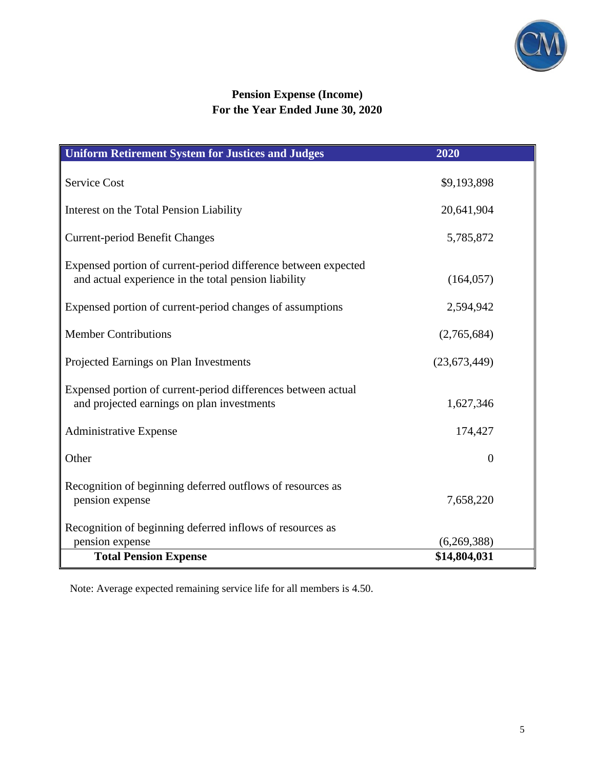**Pension Expense (Income)**
**For the Year Ended June 30, 2020**

| Uniform Retirement System for Justices and Judges | 2020 |
|---|---|
| Service Cost | $9,193,898 |
| Interest on the Total Pension Liability | 20,641,904 |
| Current-period Benefit Changes | 5,785,872 |
| Expensed portion of current-period difference between expected and actual experience in the total pension liability | (164,057) |
| Expensed portion of current-period changes of assumptions | 2,594,942 |
| Member Contributions | (2,765,684) |
| Projected Earnings on Plan Investments | (23,673,449) |
| Expensed portion of current-period differences between actual and projected earnings on plan investments | 1,627,346 |
| Administrative Expense | 174,427 |
| Other | 0 |
| Recognition of beginning deferred outflows of resources as pension expense | 7,658,220 |
| Recognition of beginning deferred inflows of resources as pension expense | (6,269,388) |
| **Total Pension Expense** | **$14,804,031** |

Note: Average expected remaining service life for all members is 4.50.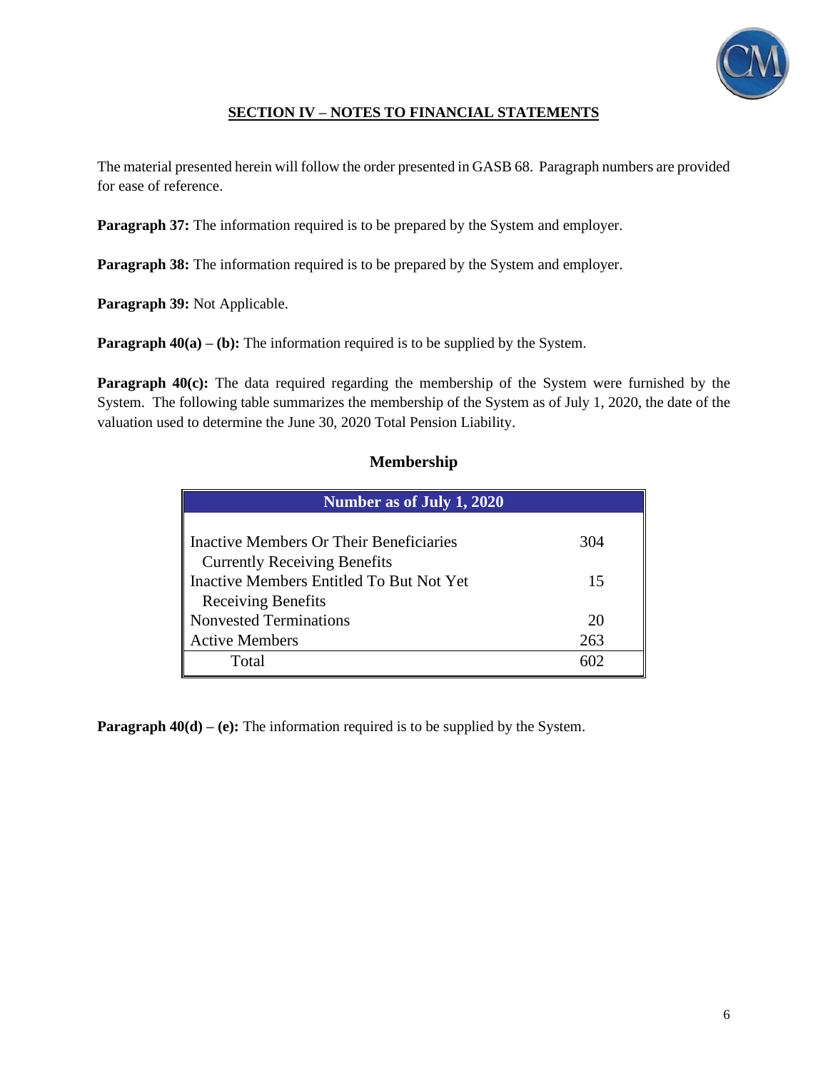## SECTION IV – NOTES TO FINANCIAL STATEMENTS

The material presented herein will follow the order presented in GASB 68. Paragraph numbers are provided for ease of reference.

**Paragraph 37:** The information required is to be prepared by the System and employer.

**Paragraph 38:** The information required is to be prepared by the System and employer.

**Paragraph 39:** Not Applicable.

**Paragraph 40(a) – (b):** The information required is to be supplied by the System.

**Paragraph 40(c):** The data required regarding the membership of the System were furnished by the System. The following table summarizes the membership of the System as of July 1, 2020, the date of the valuation used to determine the June 30, 2020 Total Pension Liability.

### Membership

| Number as of July 1, 2020 | |
|---|---|
| Inactive Members Or Their Beneficiaries Currently Receiving Benefits | 304 |
| Inactive Members Entitled To But Not Yet Receiving Benefits | 15 |
| Nonvested Terminations | 20 |
| Active Members | 263 |
| Total | 602 |

**Paragraph 40(d) – (e):** The information required is to be supplied by the System.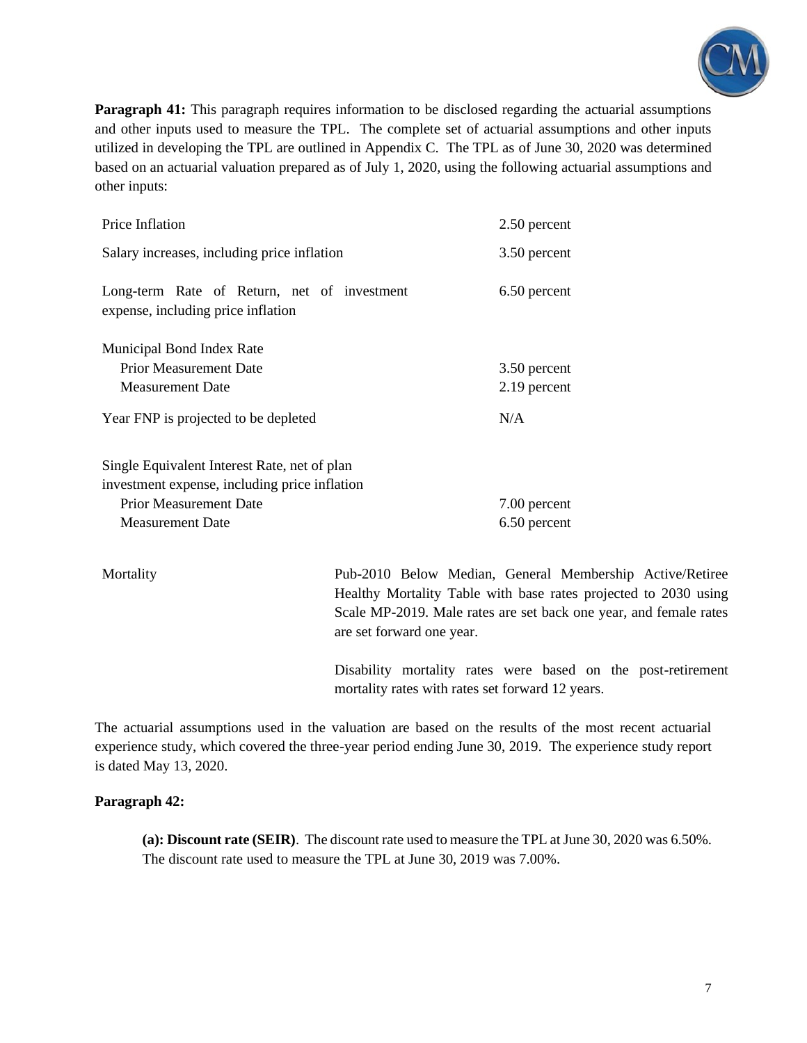**Paragraph 41:** This paragraph requires information to be disclosed regarding the actuarial assumptions and other inputs used to measure the TPL. The complete set of actuarial assumptions and other inputs utilized in developing the TPL are outlined in Appendix C. The TPL as of June 30, 2020 was determined based on an actuarial valuation prepared as of July 1, 2020, using the following actuarial assumptions and other inputs:

| | |
|---|---|
| Price Inflation | 2.50 percent |
| Salary increases, including price inflation | 3.50 percent |
| Long-term Rate of Return, net of investment expense, including price inflation | 6.50 percent |
| Municipal Bond Index Rate | |
| Prior Measurement Date | 3.50 percent |
| Measurement Date | 2.19 percent |
| Year FNP is projected to be depleted | N/A |
| Single Equivalent Interest Rate, net of plan investment expense, including price inflation | |
| Prior Measurement Date | 7.00 percent |
| Measurement Date | 6.50 percent |
| Mortality | Pub-2010 Below Median, General Membership Active/Retiree Healthy Mortality Table with base rates projected to 2030 using Scale MP-2019. Male rates are set back one year, and female rates are set forward one year.<br><br>Disability mortality rates were based on the post-retirement mortality rates with rates set forward 12 years. |

The actuarial assumptions used in the valuation are based on the results of the most recent actuarial experience study, which covered the three-year period ending June 30, 2019. The experience study report is dated May 13, 2020.

**Paragraph 42:**

**(a): Discount rate (SEIR)**. The discount rate used to measure the TPL at June 30, 2020 was 6.50%. The discount rate used to measure the TPL at June 30, 2019 was 7.00%.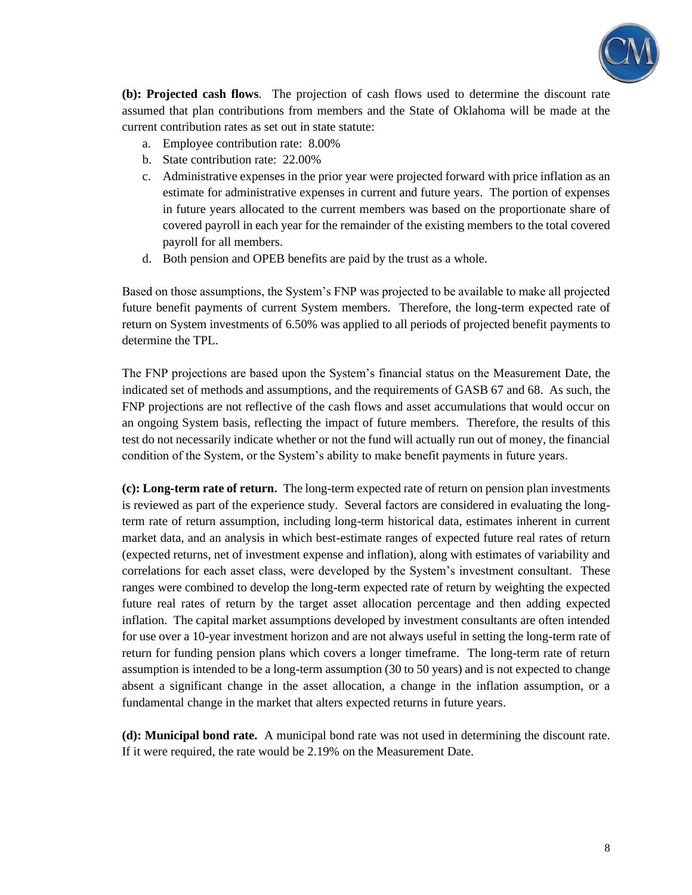**(b): Projected cash flows**. The projection of cash flows used to determine the discount rate assumed that plan contributions from members and the State of Oklahoma will be made at the current contribution rates as set out in state statute:

a. Employee contribution rate: 8.00%
b. State contribution rate: 22.00%
c. Administrative expenses in the prior year were projected forward with price inflation as an estimate for administrative expenses in current and future years. The portion of expenses in future years allocated to the current members was based on the proportionate share of covered payroll in each year for the remainder of the existing members to the total covered payroll for all members.
d. Both pension and OPEB benefits are paid by the trust as a whole.

Based on those assumptions, the System's FNP was projected to be available to make all projected future benefit payments of current System members. Therefore, the long-term expected rate of return on System investments of 6.50% was applied to all periods of projected benefit payments to determine the TPL.

The FNP projections are based upon the System's financial status on the Measurement Date, the indicated set of methods and assumptions, and the requirements of GASB 67 and 68. As such, the FNP projections are not reflective of the cash flows and asset accumulations that would occur on an ongoing System basis, reflecting the impact of future members. Therefore, the results of this test do not necessarily indicate whether or not the fund will actually run out of money, the financial condition of the System, or the System's ability to make benefit payments in future years.

**(c): Long-term rate of return.** The long-term expected rate of return on pension plan investments is reviewed as part of the experience study. Several factors are considered in evaluating the long-term rate of return assumption, including long-term historical data, estimates inherent in current market data, and an analysis in which best-estimate ranges of expected future real rates of return (expected returns, net of investment expense and inflation), along with estimates of variability and correlations for each asset class, were developed by the System's investment consultant. These ranges were combined to develop the long-term expected rate of return by weighting the expected future real rates of return by the target asset allocation percentage and then adding expected inflation. The capital market assumptions developed by investment consultants are often intended for use over a 10-year investment horizon and are not always useful in setting the long-term rate of return for funding pension plans which covers a longer timeframe. The long-term rate of return assumption is intended to be a long-term assumption (30 to 50 years) and is not expected to change absent a significant change in the asset allocation, a change in the inflation assumption, or a fundamental change in the market that alters expected returns in future years.

**(d): Municipal bond rate.** A municipal bond rate was not used in determining the discount rate. If it were required, the rate would be 2.19% on the Measurement Date.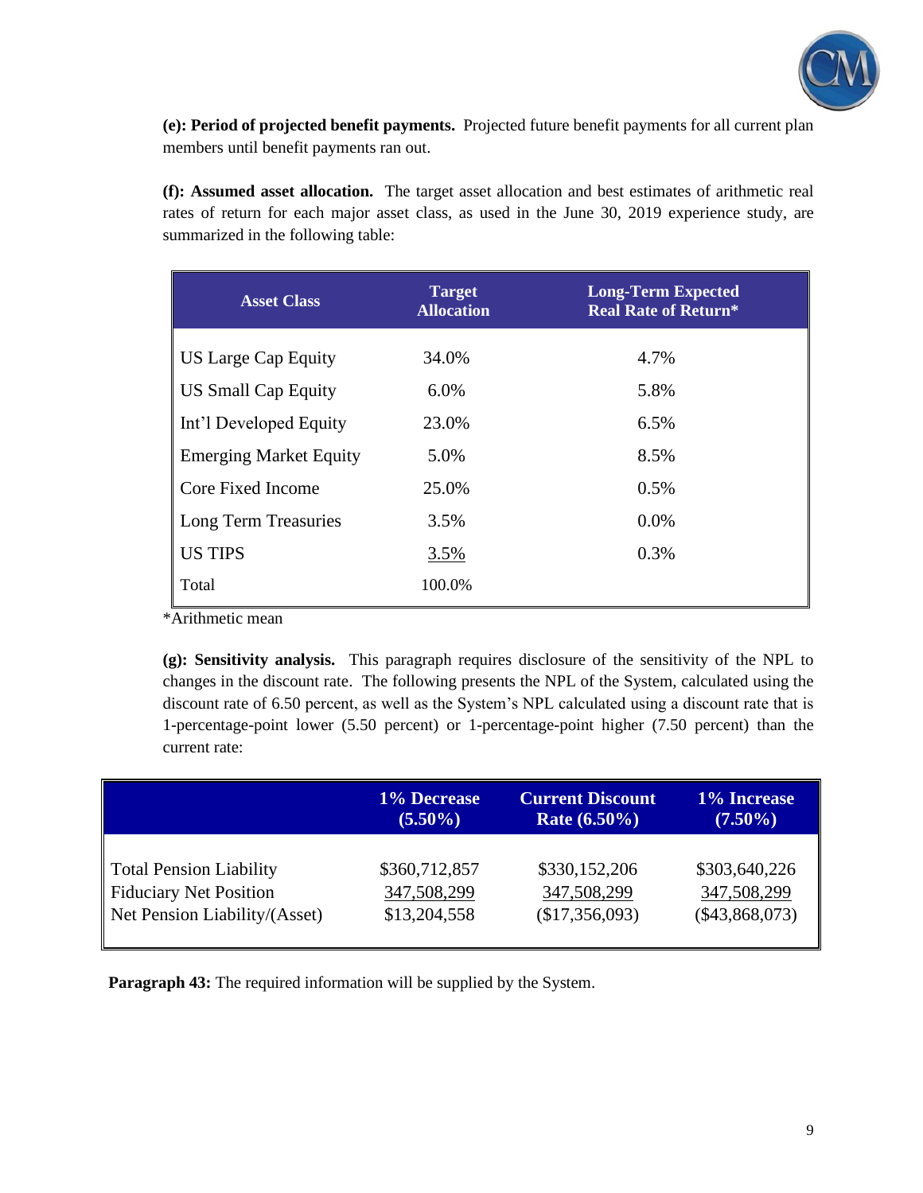**(e): Period of projected benefit payments.** Projected future benefit payments for all current plan members until benefit payments ran out.

**(f): Assumed asset allocation.** The target asset allocation and best estimates of arithmetic real rates of return for each major asset class, as used in the June 30, 2019 experience study, are summarized in the following table:

| Asset Class | Target Allocation | Long-Term Expected Real Rate of Return* |
|---|---|---|
| US Large Cap Equity | 34.0% | 4.7% |
| US Small Cap Equity | 6.0% | 5.8% |
| Int'l Developed Equity | 23.0% | 6.5% |
| Emerging Market Equity | 5.0% | 8.5% |
| Core Fixed Income | 25.0% | 0.5% |
| Long Term Treasuries | 3.5% | 0.0% |
| US TIPS | 3.5% | 0.3% |
| Total | 100.0% | |

*Arithmetic mean

**(g): Sensitivity analysis.** This paragraph requires disclosure of the sensitivity of the NPL to changes in the discount rate. The following presents the NPL of the System, calculated using the discount rate of 6.50 percent, as well as the System's NPL calculated using a discount rate that is 1-percentage-point lower (5.50 percent) or 1-percentage-point higher (7.50 percent) than the current rate:

| | 1% Decrease (5.50%) | Current Discount Rate (6.50%) | 1% Increase (7.50%) |
|---|---|---|---|
| Total Pension Liability | $360,712,857 | $330,152,206 | $303,640,226 |
| Fiduciary Net Position | 347,508,299 | 347,508,299 | 347,508,299 |
| Net Pension Liability/(Asset) | $13,204,558 | ($17,356,093) | ($43,868,073) |

**Paragraph 43:** The required information will be supplied by the System.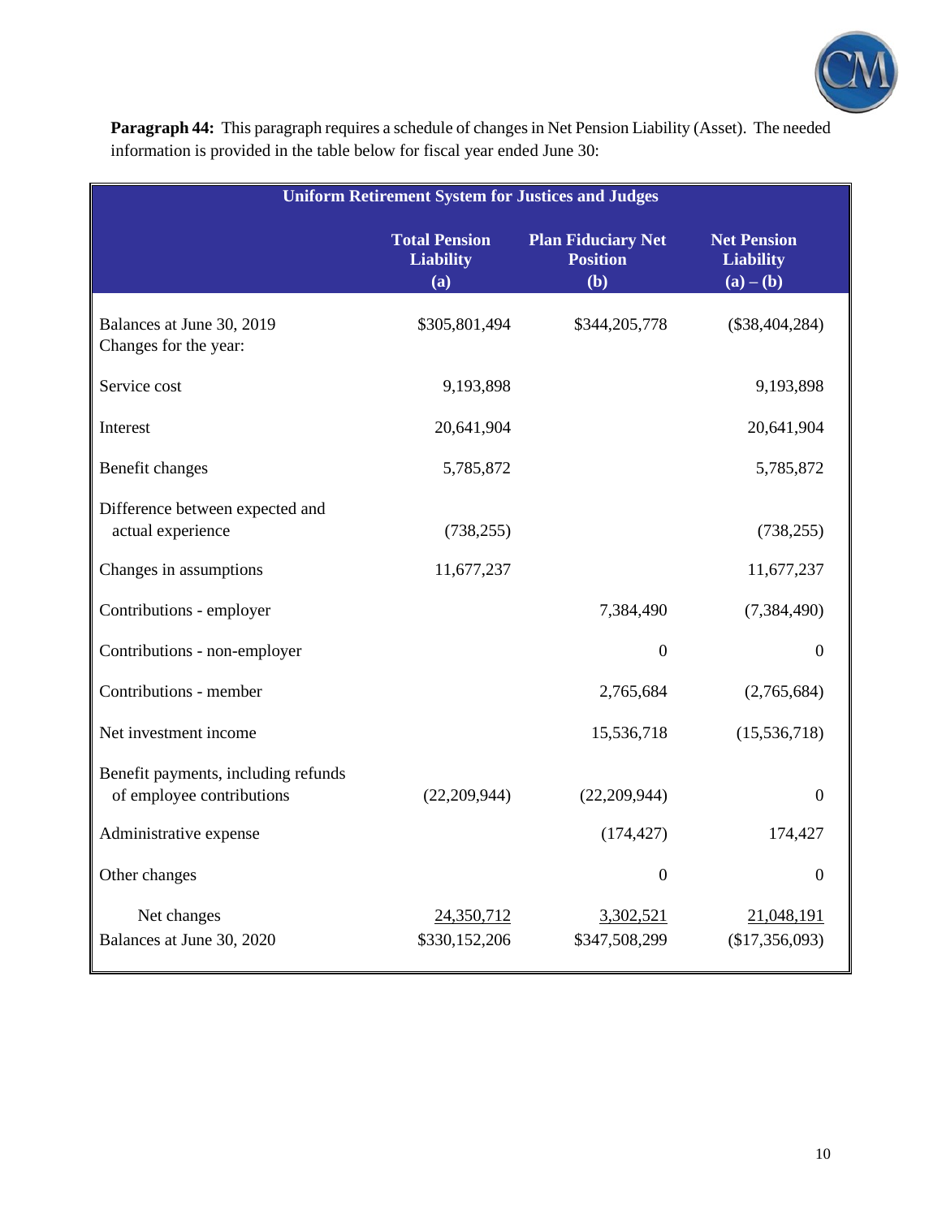**Paragraph 44:** This paragraph requires a schedule of changes in Net Pension Liability (Asset). The needed information is provided in the table below for fiscal year ended June 30:

| Uniform Retirement System for Justices and Judges | | | |
|---|---|---|---|
| | **Total Pension Liability (a)** | **Plan Fiduciary Net Position (b)** | **Net Pension Liability (a) – (b)** |
| Balances at June 30, 2019 | $305,801,494 | $344,205,778 | ($38,404,284) |
| Changes for the year: | | | |
| Service cost | 9,193,898 | | 9,193,898 |
| Interest | 20,641,904 | | 20,641,904 |
| Benefit changes | 5,785,872 | | 5,785,872 |
| Difference between expected and actual experience | (738,255) | | (738,255) |
| Changes in assumptions | 11,677,237 | | 11,677,237 |
| Contributions - employer | | 7,384,490 | (7,384,490) |
| Contributions - non-employer | | 0 | 0 |
| Contributions - member | | 2,765,684 | (2,765,684) |
| Net investment income | | 15,536,718 | (15,536,718) |
| Benefit payments, including refunds of employee contributions | (22,209,944) | (22,209,944) | 0 |
| Administrative expense | | (174,427) | 174,427 |
| Other changes | | 0 | 0 |
| Net changes | 24,350,712 | 3,302,521 | 21,048,191 |
| Balances at June 30, 2020 | $330,152,206 | $347,508,299 | ($17,356,093) |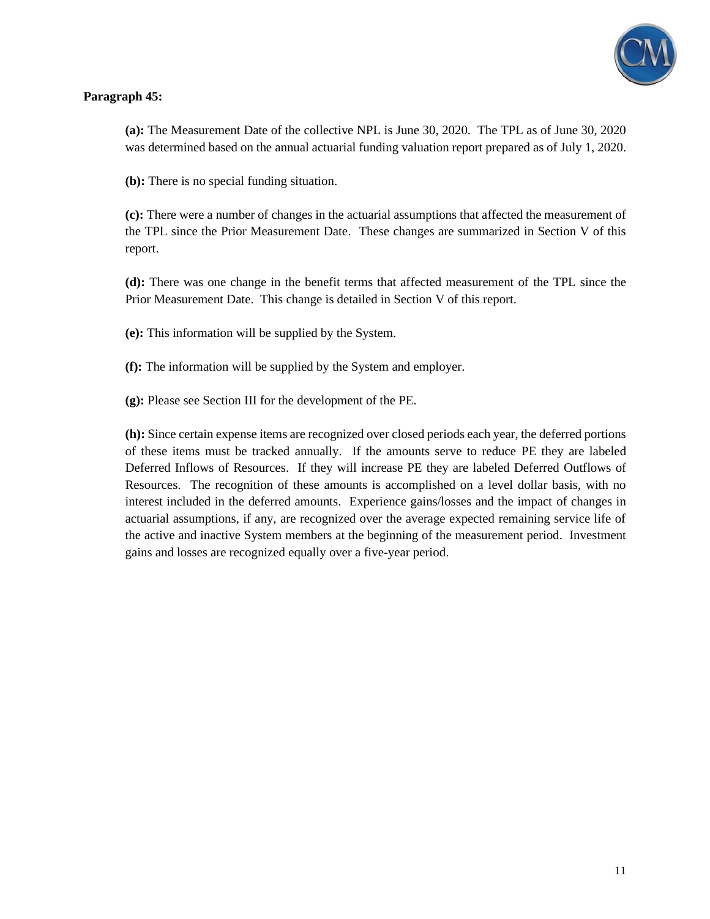**Paragraph 45:**

**(a):** The Measurement Date of the collective NPL is June 30, 2020. The TPL as of June 30, 2020 was determined based on the annual actuarial funding valuation report prepared as of July 1, 2020.

**(b):** There is no special funding situation.

**(c):** There were a number of changes in the actuarial assumptions that affected the measurement of the TPL since the Prior Measurement Date. These changes are summarized in Section V of this report.

**(d):** There was one change in the benefit terms that affected measurement of the TPL since the Prior Measurement Date. This change is detailed in Section V of this report.

**(e):** This information will be supplied by the System.

**(f):** The information will be supplied by the System and employer.

**(g):** Please see Section III for the development of the PE.

**(h):** Since certain expense items are recognized over closed periods each year, the deferred portions of these items must be tracked annually. If the amounts serve to reduce PE they are labeled Deferred Inflows of Resources. If they will increase PE they are labeled Deferred Outflows of Resources. The recognition of these amounts is accomplished on a level dollar basis, with no interest included in the deferred amounts. Experience gains/losses and the impact of changes in actuarial assumptions, if any, are recognized over the average expected remaining service life of the active and inactive System members at the beginning of the measurement period. Investment gains and losses are recognized equally over a five-year period.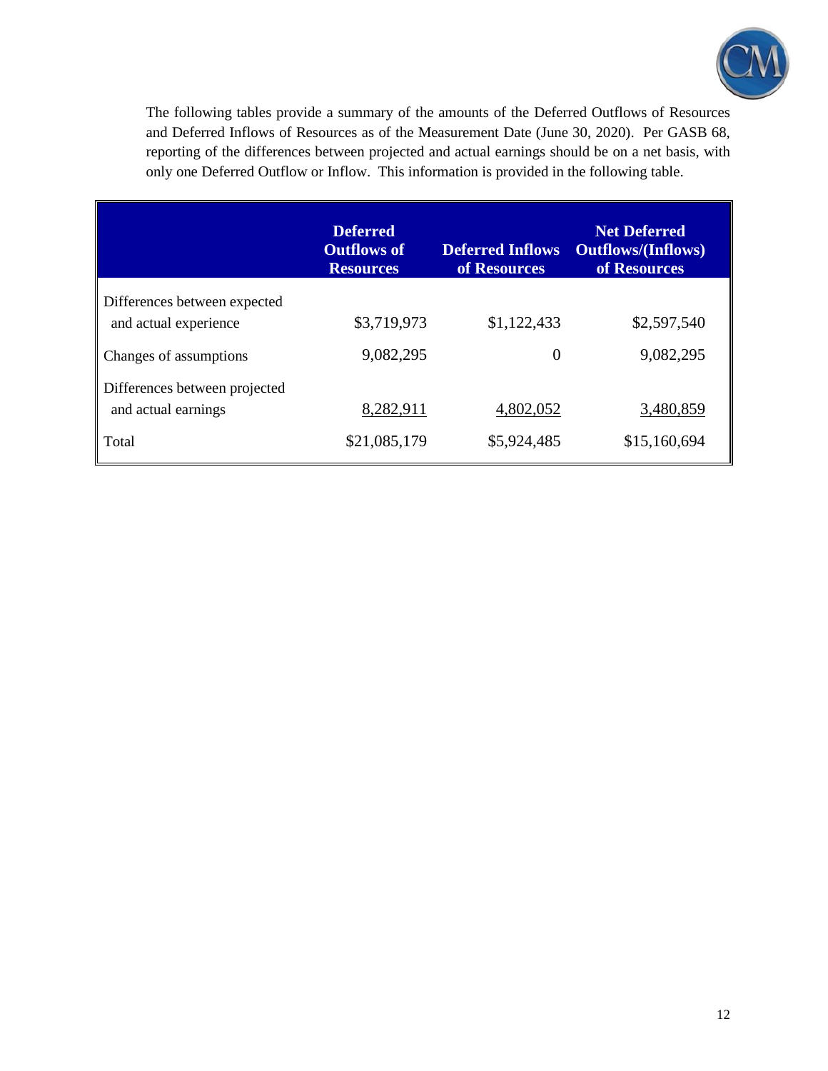The following tables provide a summary of the amounts of the Deferred Outflows of Resources and Deferred Inflows of Resources as of the Measurement Date (June 30, 2020). Per GASB 68, reporting of the differences between projected and actual earnings should be on a net basis, with only one Deferred Outflow or Inflow. This information is provided in the following table.

| | Deferred Outflows of Resources | Deferred Inflows of Resources | Net Deferred Outflows/(Inflows) of Resources |
|---|---|---|---|
| Differences between expected and actual experience | $3,719,973 | $1,122,433 | $2,597,540 |
| Changes of assumptions | 9,082,295 | 0 | 9,082,295 |
| Differences between projected and actual earnings | 8,282,911 | 4,802,052 | 3,480,859 |
| Total | $21,085,179 | $5,924,485 | $15,160,694 |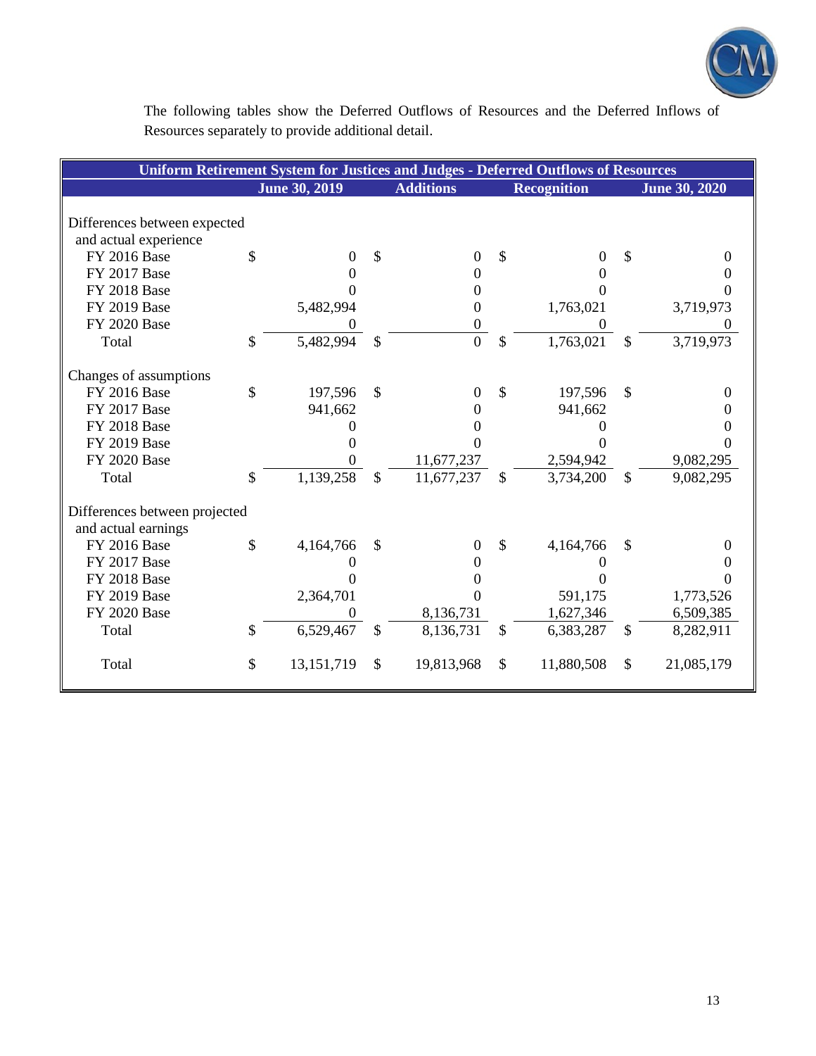The following tables show the Deferred Outflows of Resources and the Deferred Inflows of Resources separately to provide additional detail.

| Uniform Retirement System for Justices and Judges - Deferred Outflows of Resources | | | | |
|---|---|---|---|---|
| | June 30, 2019 | Additions | Recognition | June 30, 2020 |
| Differences between expected and actual experience | | | | |
| FY 2016 Base | $ 0 | $ 0 | $ 0 | $ 0 |
| FY 2017 Base | 0 | 0 | 0 | 0 |
| FY 2018 Base | 0 | 0 | 0 | 0 |
| FY 2019 Base | 5,482,994 | 0 | 1,763,021 | 3,719,973 |
| FY 2020 Base | 0 | 0 | 0 | 0 |
| Total | $ 5,482,994 | $ 0 | $ 1,763,021 | $ 3,719,973 |
| Changes of assumptions | | | | |
| FY 2016 Base | $ 197,596 | $ 0 | $ 197,596 | $ 0 |
| FY 2017 Base | 941,662 | 0 | 941,662 | 0 |
| FY 2018 Base | 0 | 0 | 0 | 0 |
| FY 2019 Base | 0 | 0 | 0 | 0 |
| FY 2020 Base | 0 | 11,677,237 | 2,594,942 | 9,082,295 |
| Total | $ 1,139,258 | $ 11,677,237 | $ 3,734,200 | $ 9,082,295 |
| Differences between projected and actual earnings | | | | |
| FY 2016 Base | $ 4,164,766 | $ 0 | $ 4,164,766 | $ 0 |
| FY 2017 Base | 0 | 0 | 0 | 0 |
| FY 2018 Base | 0 | 0 | 0 | 0 |
| FY 2019 Base | 2,364,701 | 0 | 591,175 | 1,773,526 |
| FY 2020 Base | 0 | 8,136,731 | 1,627,346 | 6,509,385 |
| Total | $ 6,529,467 | $ 8,136,731 | $ 6,383,287 | $ 8,282,911 |
| Total | $ 13,151,719 | $ 19,813,968 | $ 11,880,508 | $ 21,085,179 |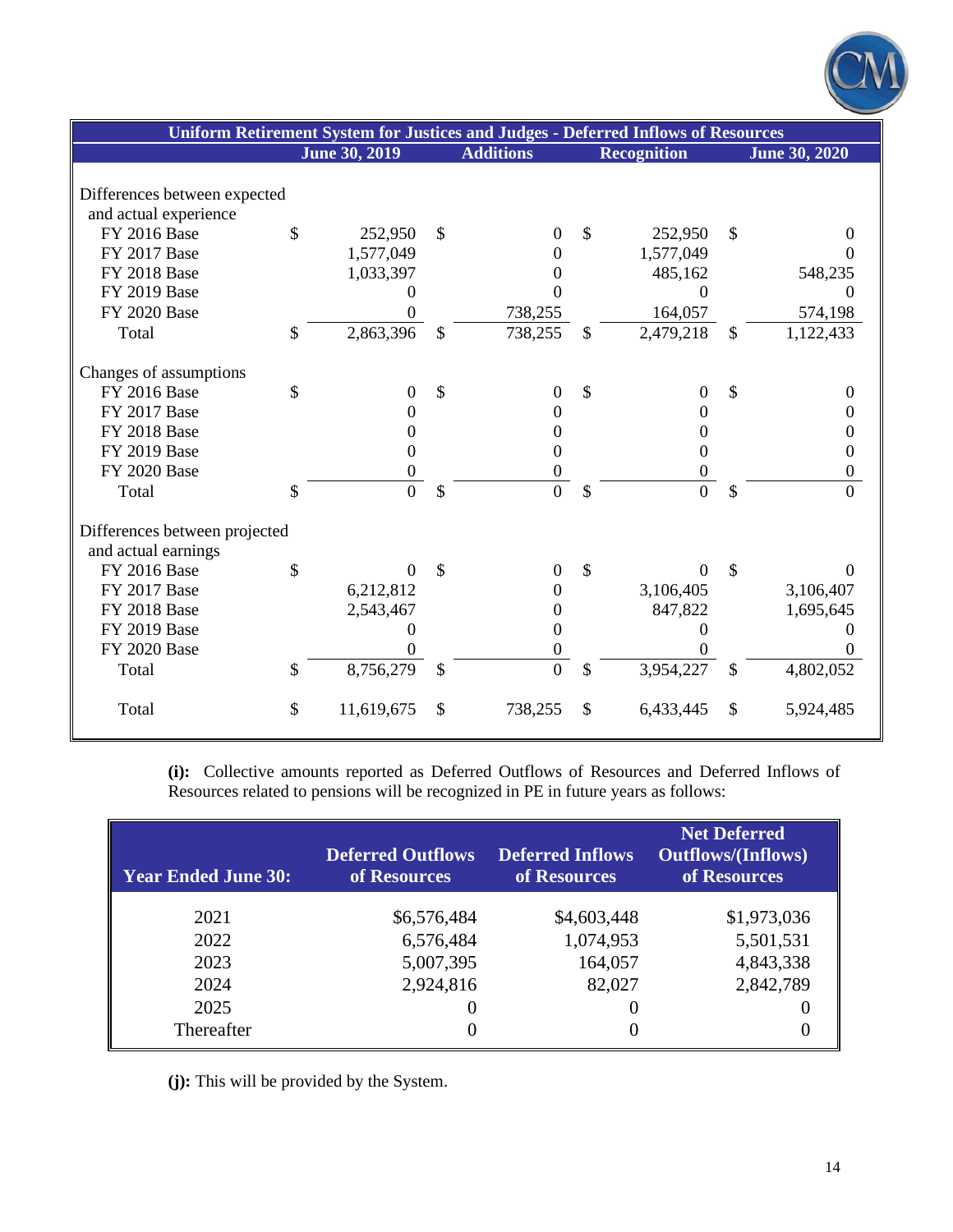| Uniform Retirement System for Justices and Judges - Deferred Inflows of Resources | | | | |
|---|---|---|---|---|
| | June 30, 2019 | Additions | Recognition | June 30, 2020 |
| Differences between expected and actual experience | | | | |
| FY 2016 Base | $ 252,950 | $ 0 | $ 252,950 | $ 0 |
| FY 2017 Base | 1,577,049 | 0 | 1,577,049 | 0 |
| FY 2018 Base | 1,033,397 | 0 | 485,162 | 548,235 |
| FY 2019 Base | 0 | 0 | 0 | 0 |
| FY 2020 Base | 0 | 738,255 | 164,057 | 574,198 |
| Total | $ 2,863,396 | $ 738,255 | $ 2,479,218 | $ 1,122,433 |
| Changes of assumptions | | | | |
| FY 2016 Base | $ 0 | $ 0 | $ 0 | $ 0 |
| FY 2017 Base | 0 | 0 | 0 | 0 |
| FY 2018 Base | 0 | 0 | 0 | 0 |
| FY 2019 Base | 0 | 0 | 0 | 0 |
| FY 2020 Base | 0 | 0 | 0 | 0 |
| Total | $ 0 | $ 0 | $ 0 | $ 0 |
| Differences between projected and actual earnings | | | | |
| FY 2016 Base | $ 0 | $ 0 | $ 0 | $ 0 |
| FY 2017 Base | 6,212,812 | 0 | 3,106,405 | 3,106,407 |
| FY 2018 Base | 2,543,467 | 0 | 847,822 | 1,695,645 |
| FY 2019 Base | 0 | 0 | 0 | 0 |
| FY 2020 Base | 0 | 0 | 0 | 0 |
| Total | $ 8,756,279 | $ 0 | $ 3,954,227 | $ 4,802,052 |
| Total | $ 11,619,675 | $ 738,255 | $ 6,433,445 | $ 5,924,485 |

**(i):** Collective amounts reported as Deferred Outflows of Resources and Deferred Inflows of Resources related to pensions will be recognized in PE in future years as follows:

| Year Ended June 30: | Deferred Outflows of Resources | Deferred Inflows of Resources | Net Deferred Outflows/(Inflows) of Resources |
|---|---|---|---|
| 2021 | $6,576,484 | $4,603,448 | $1,973,036 |
| 2022 | 6,576,484 | 1,074,953 | 5,501,531 |
| 2023 | 5,007,395 | 164,057 | 4,843,338 |
| 2024 | 2,924,816 | 82,027 | 2,842,789 |
| 2025 | 0 | 0 | 0 |
| Thereafter | 0 | 0 | 0 |

**(j):** This will be provided by the System.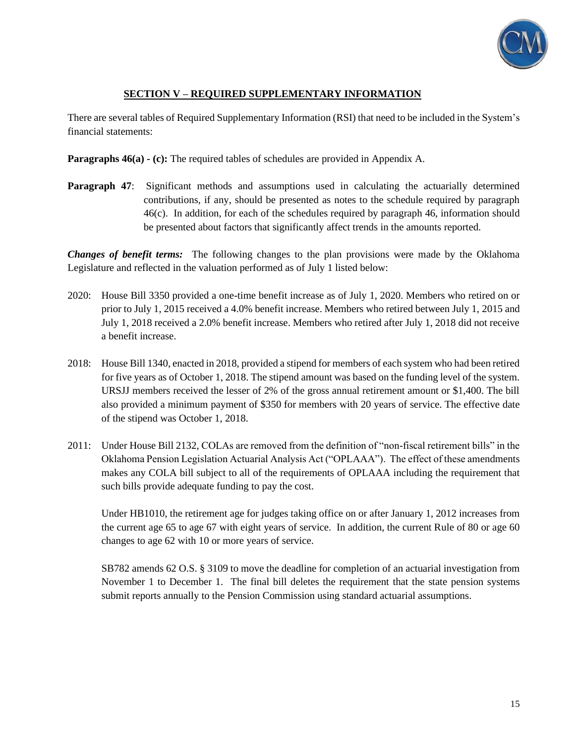## SECTION V – REQUIRED SUPPLEMENTARY INFORMATION

There are several tables of Required Supplementary Information (RSI) that need to be included in the System's financial statements:

**Paragraphs 46(a) - (c):** The required tables of schedules are provided in Appendix A.

**Paragraph 47**: Significant methods and assumptions used in calculating the actuarially determined contributions, if any, should be presented as notes to the schedule required by paragraph 46(c). In addition, for each of the schedules required by paragraph 46, information should be presented about factors that significantly affect trends in the amounts reported.

***Changes of benefit terms:*** The following changes to the plan provisions were made by the Oklahoma Legislature and reflected in the valuation performed as of July 1 listed below:

2020: House Bill 3350 provided a one-time benefit increase as of July 1, 2020. Members who retired on or prior to July 1, 2015 received a 4.0% benefit increase. Members who retired between July 1, 2015 and July 1, 2018 received a 2.0% benefit increase. Members who retired after July 1, 2018 did not receive a benefit increase.

2018: House Bill 1340, enacted in 2018, provided a stipend for members of each system who had been retired for five years as of October 1, 2018. The stipend amount was based on the funding level of the system. URSJJ members received the lesser of 2% of the gross annual retirement amount or $1,400. The bill also provided a minimum payment of $350 for members with 20 years of service. The effective date of the stipend was October 1, 2018.

2011: Under House Bill 2132, COLAs are removed from the definition of "non-fiscal retirement bills" in the Oklahoma Pension Legislation Actuarial Analysis Act ("OPLAAA"). The effect of these amendments makes any COLA bill subject to all of the requirements of OPLAAA including the requirement that such bills provide adequate funding to pay the cost.

Under HB1010, the retirement age for judges taking office on or after January 1, 2012 increases from the current age 65 to age 67 with eight years of service. In addition, the current Rule of 80 or age 60 changes to age 62 with 10 or more years of service.

SB782 amends 62 O.S. § 3109 to move the deadline for completion of an actuarial investigation from November 1 to December 1. The final bill deletes the requirement that the state pension systems submit reports annually to the Pension Commission using standard actuarial assumptions.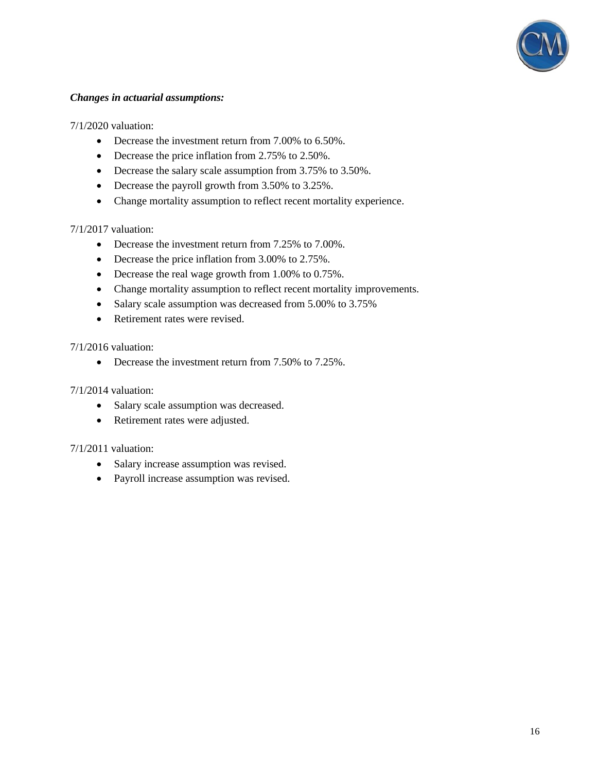***Changes in actuarial assumptions:***

7/1/2020 valuation:

- Decrease the investment return from 7.00% to 6.50%.
- Decrease the price inflation from 2.75% to 2.50%.
- Decrease the salary scale assumption from 3.75% to 3.50%.
- Decrease the payroll growth from 3.50% to 3.25%.
- Change mortality assumption to reflect recent mortality experience.

7/1/2017 valuation:

- Decrease the investment return from 7.25% to 7.00%.
- Decrease the price inflation from 3.00% to 2.75%.
- Decrease the real wage growth from 1.00% to 0.75%.
- Change mortality assumption to reflect recent mortality improvements.
- Salary scale assumption was decreased from 5.00% to 3.75%
- Retirement rates were revised.

7/1/2016 valuation:

- Decrease the investment return from 7.50% to 7.25%.

7/1/2014 valuation:

- Salary scale assumption was decreased.
- Retirement rates were adjusted.

7/1/2011 valuation:

- Salary increase assumption was revised.
- Payroll increase assumption was revised.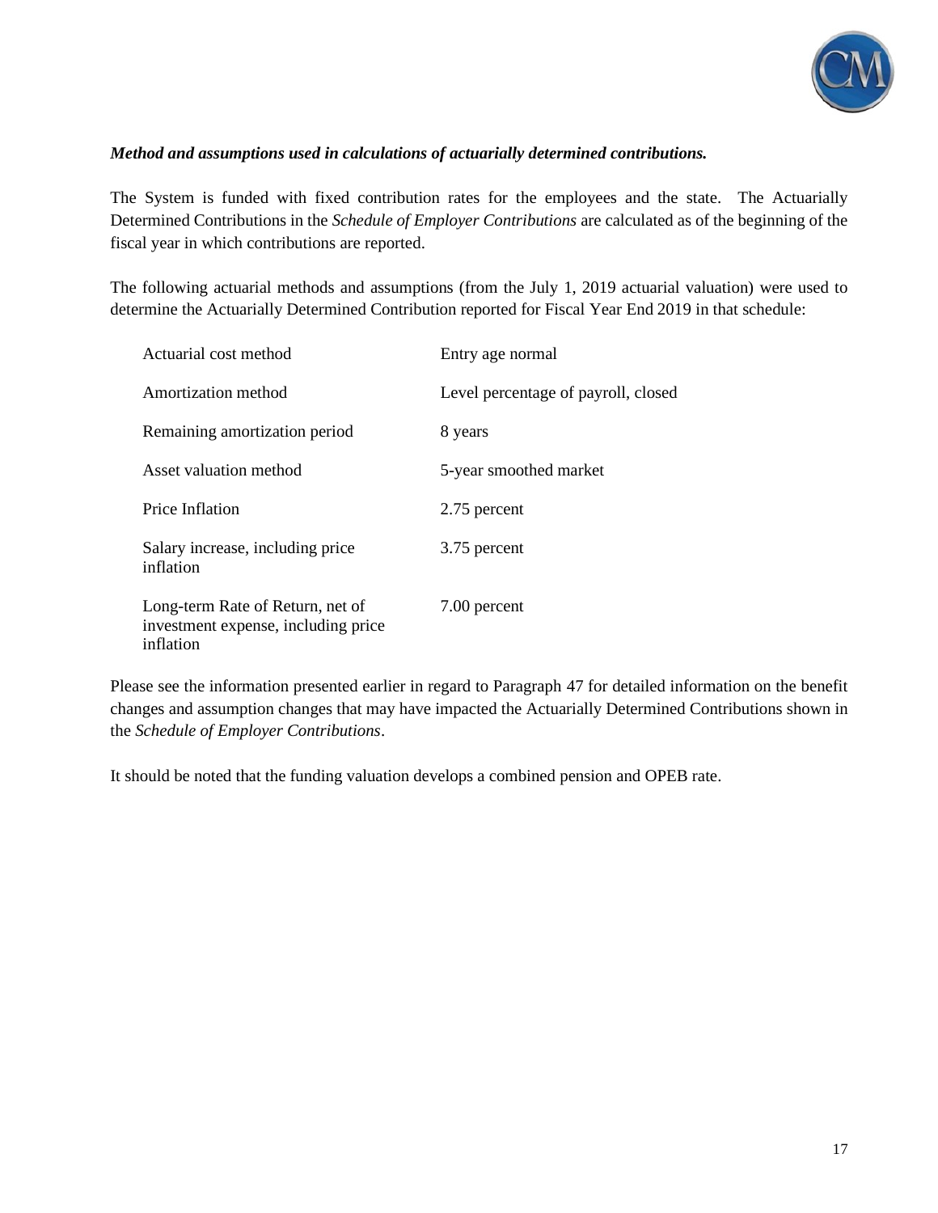***Method and assumptions used in calculations of actuarially determined contributions.***

The System is funded with fixed contribution rates for the employees and the state. The Actuarially Determined Contributions in the *Schedule of Employer Contributions* are calculated as of the beginning of the fiscal year in which contributions are reported.

The following actuarial methods and assumptions (from the July 1, 2019 actuarial valuation) were used to determine the Actuarially Determined Contribution reported for Fiscal Year End 2019 in that schedule:

| | |
|---|---|
| Actuarial cost method | Entry age normal |
| Amortization method | Level percentage of payroll, closed |
| Remaining amortization period | 8 years |
| Asset valuation method | 5-year smoothed market |
| Price Inflation | 2.75 percent |
| Salary increase, including price inflation | 3.75 percent |
| Long-term Rate of Return, net of investment expense, including price inflation | 7.00 percent |

Please see the information presented earlier in regard to Paragraph 47 for detailed information on the benefit changes and assumption changes that may have impacted the Actuarially Determined Contributions shown in the *Schedule of Employer Contributions*.

It should be noted that the funding valuation develops a combined pension and OPEB rate.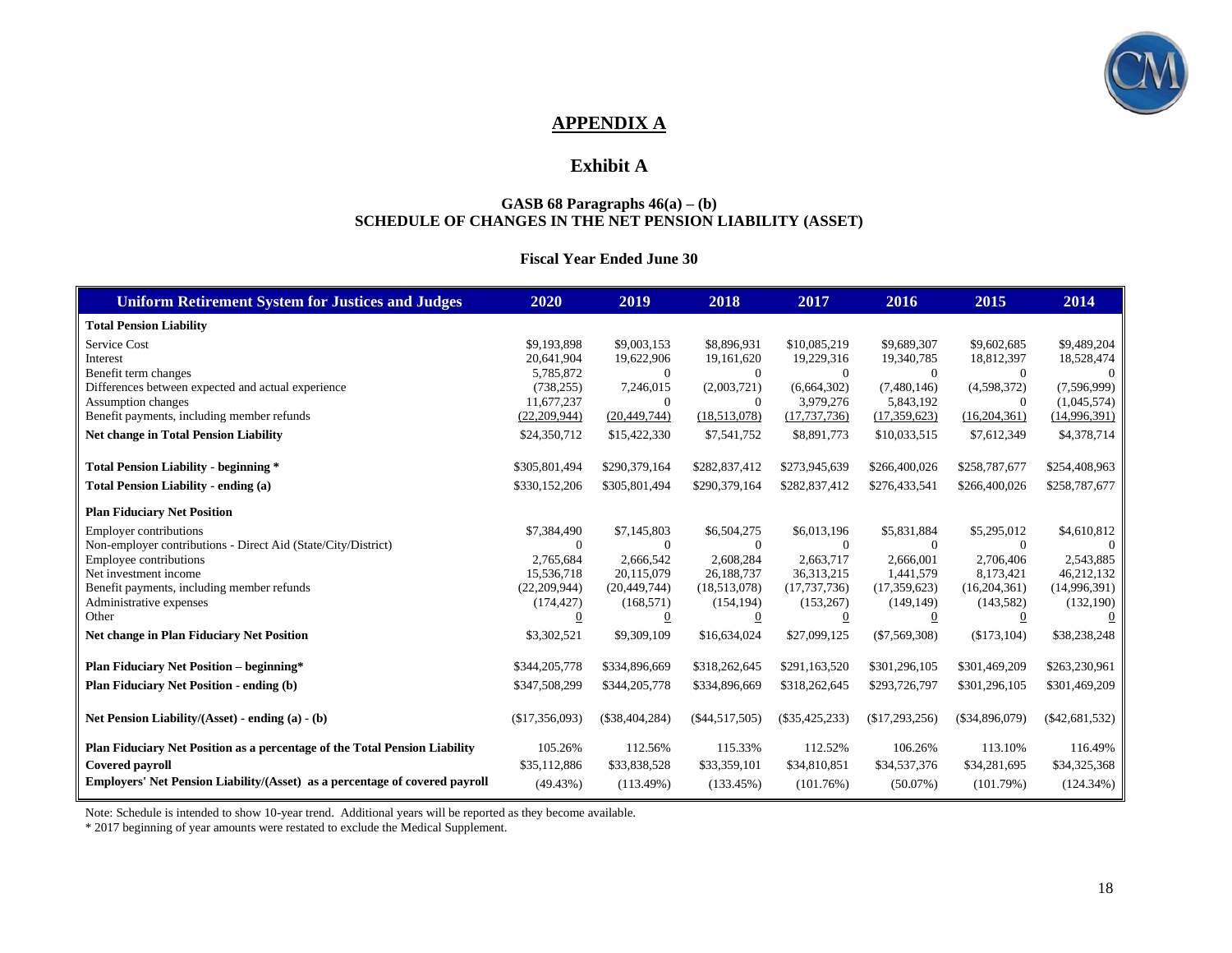## APPENDIX A

## Exhibit A

### GASB 68 Paragraphs 46(a) – (b)
### SCHEDULE OF CHANGES IN THE NET PENSION LIABILITY (ASSET)

**Fiscal Year Ended June 30**

| Uniform Retirement System for Justices and Judges | 2020 | 2019 | 2018 | 2017 | 2016 | 2015 | 2014 |
|---|---|---|---|---|---|---|---|
| **Total Pension Liability** | | | | | | | |
| Service Cost | $9,193,898 | $9,003,153 | $8,896,931 | $10,085,219 | $9,689,307 | $9,602,685 | $9,489,204 |
| Interest | 20,641,904 | 19,622,906 | 19,161,620 | 19,229,316 | 19,340,785 | 18,812,397 | 18,528,474 |
| Benefit term changes | 5,785,872 | 0 | 0 | 0 | 0 | 0 | 0 |
| Differences between expected and actual experience | (738,255) | 7,246,015 | (2,003,721) | (6,664,302) | (7,480,146) | (4,598,372) | (7,596,999) |
| Assumption changes | 11,677,237 | 0 | 0 | 3,979,276 | 5,843,192 | 0 | (1,045,574) |
| Benefit payments, including member refunds | (22,209,944) | (20,449,744) | (18,513,078) | (17,737,736) | (17,359,623) | (16,204,361) | (14,996,391) |
| **Net change in Total Pension Liability** | $24,350,712 | $15,422,330 | $7,541,752 | $8,891,773 | $10,033,515 | $7,612,349 | $4,378,714 |
| **Total Pension Liability - beginning *** | $305,801,494 | $290,379,164 | $282,837,412 | $273,945,639 | $266,400,026 | $258,787,677 | $254,408,963 |
| **Total Pension Liability - ending (a)** | $330,152,206 | $305,801,494 | $290,379,164 | $282,837,412 | $276,433,541 | $266,400,026 | $258,787,677 |
| **Plan Fiduciary Net Position** | | | | | | | |
| Employer contributions | $7,384,490 | $7,145,803 | $6,504,275 | $6,013,196 | $5,831,884 | $5,295,012 | $4,610,812 |
| Non-employer contributions - Direct Aid (State/City/District) | 0 | 0 | 0 | 0 | 0 | 0 | 0 |
| Employee contributions | 2,765,684 | 2,666,542 | 2,608,284 | 2,663,717 | 2,666,001 | 2,706,406 | 2,543,885 |
| Net investment income | 15,536,718 | 20,115,079 | 26,188,737 | 36,313,215 | 1,441,579 | 8,173,421 | 46,212,132 |
| Benefit payments, including member refunds | (22,209,944) | (20,449,744) | (18,513,078) | (17,737,736) | (17,359,623) | (16,204,361) | (14,996,391) |
| Administrative expenses | (174,427) | (168,571) | (154,194) | (153,267) | (149,149) | (143,582) | (132,190) |
| Other | 0 | 0 | 0 | 0 | 0 | 0 | 0 |
| **Net change in Plan Fiduciary Net Position** | $3,302,521 | $9,309,109 | $16,634,024 | $27,099,125 | ($7,569,308) | ($173,104) | $38,238,248 |
| **Plan Fiduciary Net Position – beginning*** | $344,205,778 | $334,896,669 | $318,262,645 | $291,163,520 | $301,296,105 | $301,469,209 | $263,230,961 |
| **Plan Fiduciary Net Position - ending (b)** | $347,508,299 | $344,205,778 | $334,896,669 | $318,262,645 | $293,726,797 | $301,296,105 | $301,469,209 |
| **Net Pension Liability/(Asset) - ending (a) - (b)** | ($17,356,093) | ($38,404,284) | ($44,517,505) | ($35,425,233) | ($17,293,256) | ($34,896,079) | ($42,681,532) |
| **Plan Fiduciary Net Position as a percentage of the Total Pension Liability** | 105.26% | 112.56% | 115.33% | 112.52% | 106.26% | 113.10% | 116.49% |
| **Covered payroll** | $35,112,886 | $33,838,528 | $33,359,101 | $34,810,851 | $34,537,376 | $34,281,695 | $34,325,368 |
| **Employers' Net Pension Liability/(Asset) as a percentage of covered payroll** | (49.43%) | (113.49%) | (133.45%) | (101.76%) | (50.07%) | (101.79%) | (124.34%) |

Note: Schedule is intended to show 10-year trend. Additional years will be reported as they become available.
* 2017 beginning of year amounts were restated to exclude the Medical Supplement.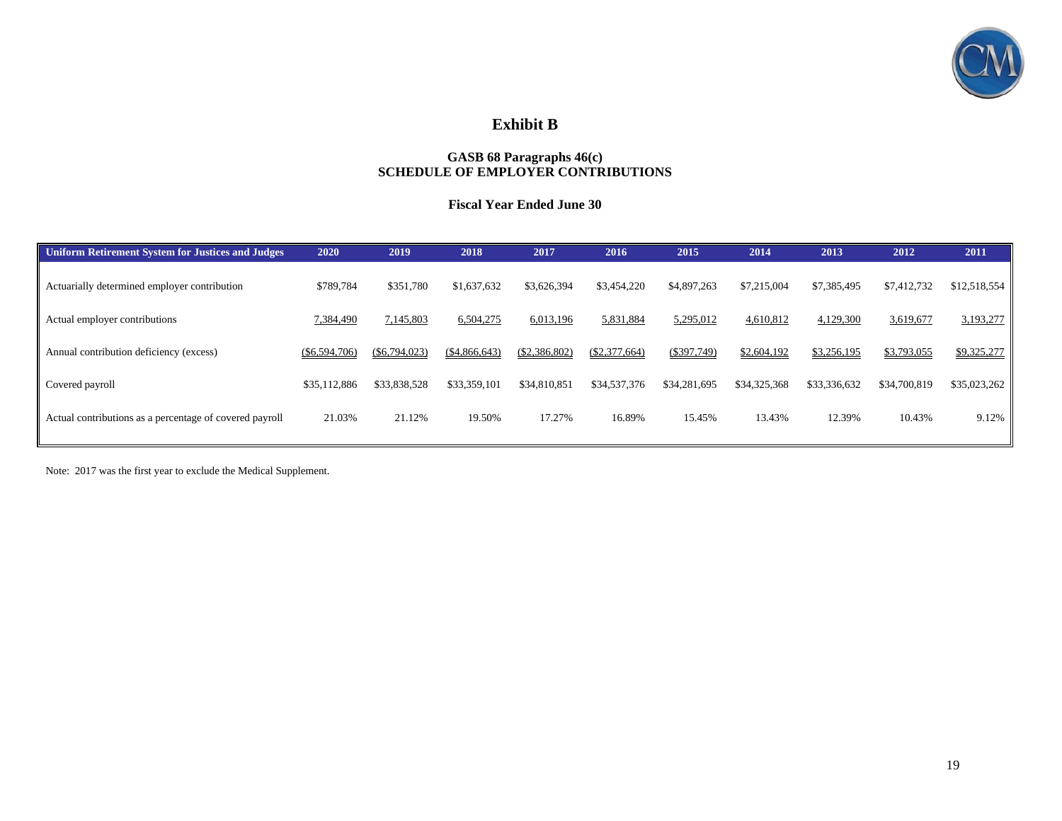# Exhibit B

## GASB 68 Paragraphs 46(c)
## SCHEDULE OF EMPLOYER CONTRIBUTIONS

### Fiscal Year Ended June 30

| Uniform Retirement System for Justices and Judges | 2020 | 2019 | 2018 | 2017 | 2016 | 2015 | 2014 | 2013 | 2012 | 2011 |
|---|---|---|---|---|---|---|---|---|---|---|
| Actuarially determined employer contribution | $789,784 | $351,780 | $1,637,632 | $3,626,394 | $3,454,220 | $4,897,263 | $7,215,004 | $7,385,495 | $7,412,732 | $12,518,554 |
| Actual employer contributions | 7,384,490 | 7,145,803 | 6,504,275 | 6,013,196 | 5,831,884 | 5,295,012 | 4,610,812 | 4,129,300 | 3,619,677 | 3,193,277 |
| Annual contribution deficiency (excess) | ($6,594,706) | ($6,794,023) | ($4,866,643) | ($2,386,802) | ($2,377,664) | ($397,749) | $2,604,192 | $3,256,195 | $3,793,055 | $9,325,277 |
| Covered payroll | $35,112,886 | $33,838,528 | $33,359,101 | $34,810,851 | $34,537,376 | $34,281,695 | $34,325,368 | $33,336,632 | $34,700,819 | $35,023,262 |
| Actual contributions as a percentage of covered payroll | 21.03% | 21.12% | 19.50% | 17.27% | 16.89% | 15.45% | 13.43% | 12.39% | 10.43% | 9.12% |

Note: 2017 was the first year to exclude the Medical Supplement.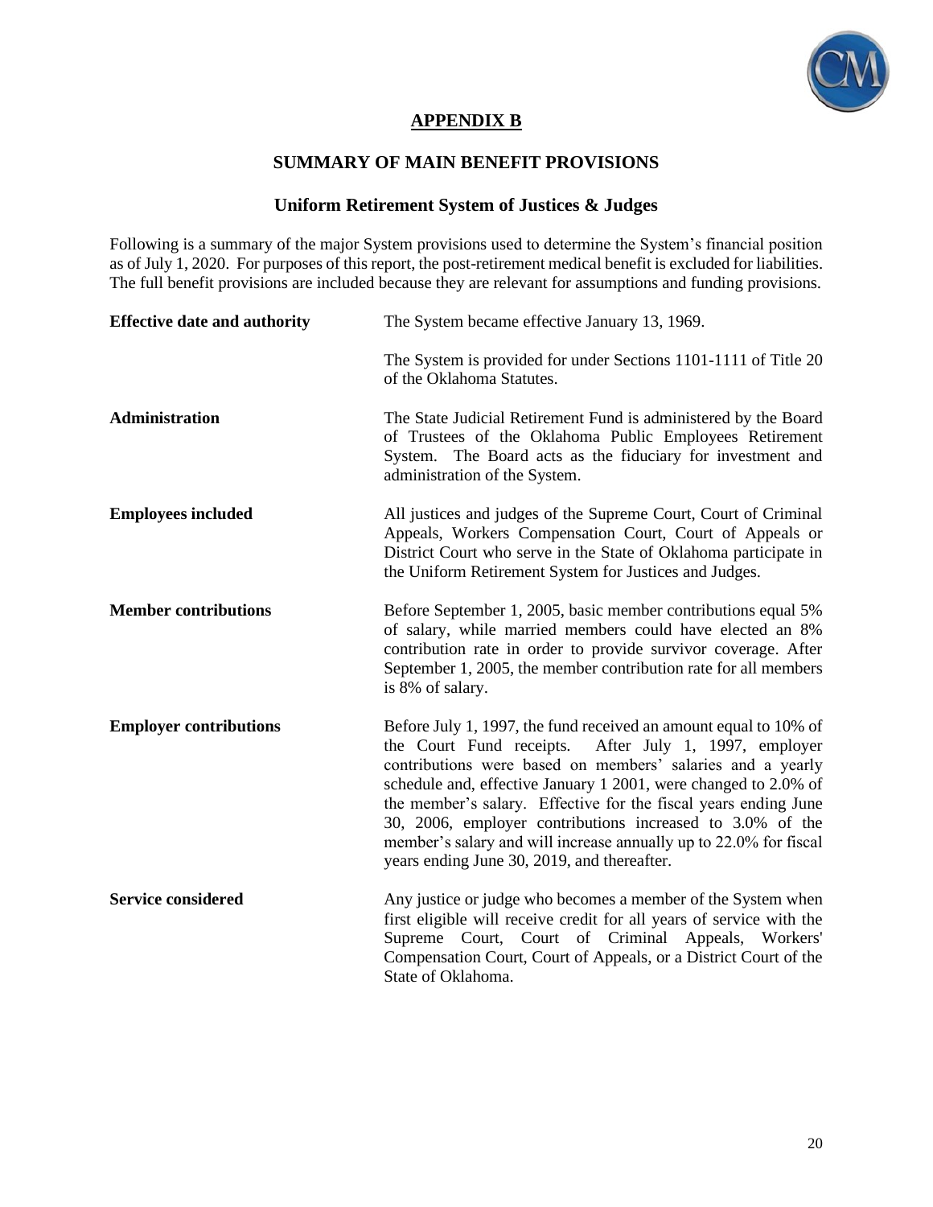# APPENDIX B

## SUMMARY OF MAIN BENEFIT PROVISIONS

### Uniform Retirement System of Justices & Judges

Following is a summary of the major System provisions used to determine the System's financial position as of July 1, 2020. For purposes of this report, the post-retirement medical benefit is excluded for liabilities. The full benefit provisions are included because they are relevant for assumptions and funding provisions.

**Effective date and authority**

The System became effective January 13, 1969.

The System is provided for under Sections 1101-1111 of Title 20 of the Oklahoma Statutes.

**Administration**

The State Judicial Retirement Fund is administered by the Board of Trustees of the Oklahoma Public Employees Retirement System. The Board acts as the fiduciary for investment and administration of the System.

**Employees included**

All justices and judges of the Supreme Court, Court of Criminal Appeals, Workers Compensation Court, Court of Appeals or District Court who serve in the State of Oklahoma participate in the Uniform Retirement System for Justices and Judges.

**Member contributions**

Before September 1, 2005, basic member contributions equal 5% of salary, while married members could have elected an 8% contribution rate in order to provide survivor coverage. After September 1, 2005, the member contribution rate for all members is 8% of salary.

**Employer contributions**

Before July 1, 1997, the fund received an amount equal to 10% of the Court Fund receipts. After July 1, 1997, employer contributions were based on members' salaries and a yearly schedule and, effective January 1 2001, were changed to 2.0% of the member's salary. Effective for the fiscal years ending June 30, 2006, employer contributions increased to 3.0% of the member's salary and will increase annually up to 22.0% for fiscal years ending June 30, 2019, and thereafter.

**Service considered**

Any justice or judge who becomes a member of the System when first eligible will receive credit for all years of service with the Supreme Court, Court of Criminal Appeals, Workers' Compensation Court, Court of Appeals, or a District Court of the State of Oklahoma.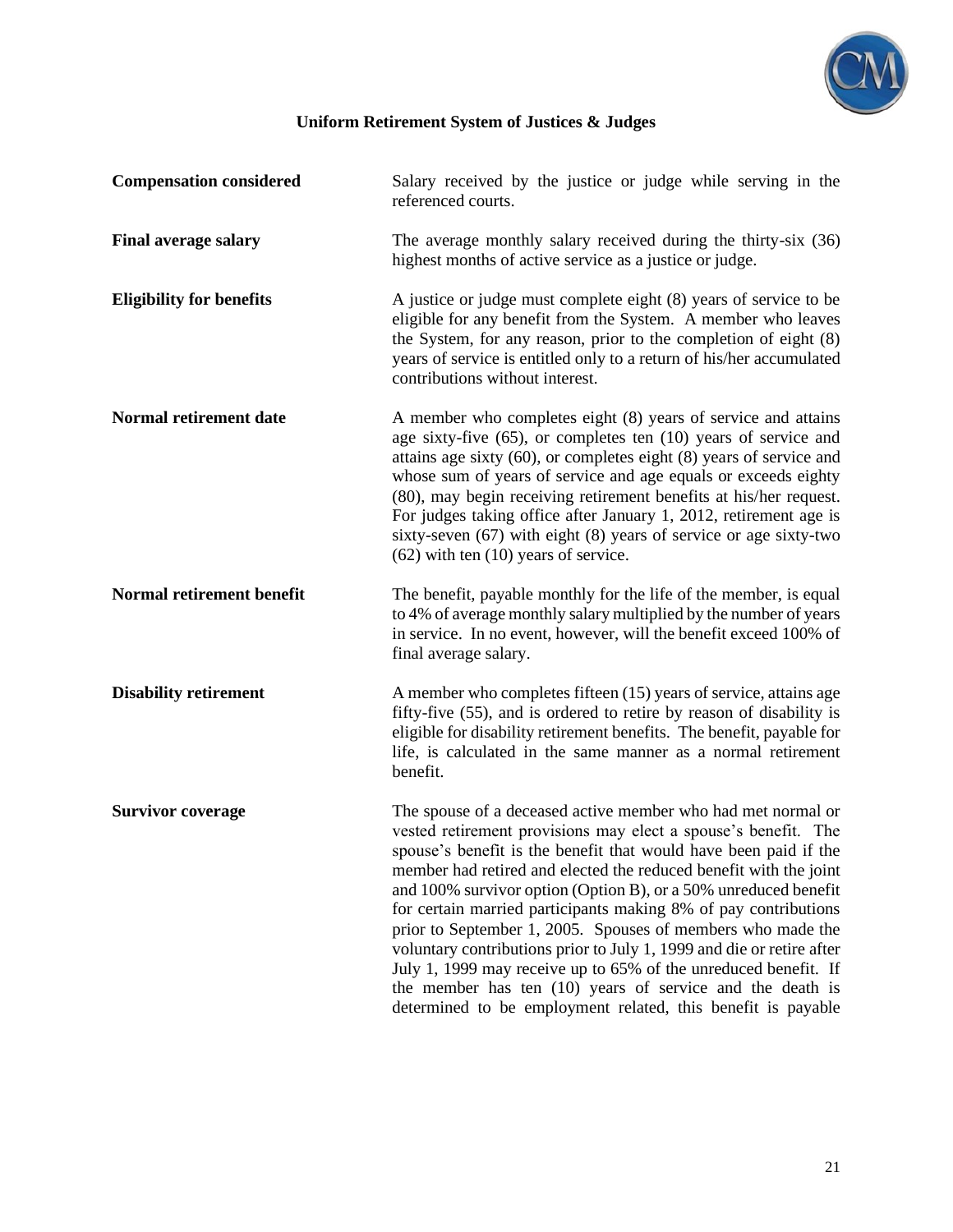## Uniform Retirement System of Justices & Judges

| | |
|---|---|
| **Compensation considered** | Salary received by the justice or judge while serving in the referenced courts. |
| **Final average salary** | The average monthly salary received during the thirty-six (36) highest months of active service as a justice or judge. |
| **Eligibility for benefits** | A justice or judge must complete eight (8) years of service to be eligible for any benefit from the System. A member who leaves the System, for any reason, prior to the completion of eight (8) years of service is entitled only to a return of his/her accumulated contributions without interest. |
| **Normal retirement date** | A member who completes eight (8) years of service and attains age sixty-five (65), or completes ten (10) years of service and attains age sixty (60), or completes eight (8) years of service and whose sum of years of service and age equals or exceeds eighty (80), may begin receiving retirement benefits at his/her request. For judges taking office after January 1, 2012, retirement age is sixty-seven (67) with eight (8) years of service or age sixty-two (62) with ten (10) years of service. |
| **Normal retirement benefit** | The benefit, payable monthly for the life of the member, is equal to 4% of average monthly salary multiplied by the number of years in service. In no event, however, will the benefit exceed 100% of final average salary. |
| **Disability retirement** | A member who completes fifteen (15) years of service, attains age fifty-five (55), and is ordered to retire by reason of disability is eligible for disability retirement benefits. The benefit, payable for life, is calculated in the same manner as a normal retirement benefit. |
| **Survivor coverage** | The spouse of a deceased active member who had met normal or vested retirement provisions may elect a spouse's benefit. The spouse's benefit is the benefit that would have been paid if the member had retired and elected the reduced benefit with the joint and 100% survivor option (Option B), or a 50% unreduced benefit for certain married participants making 8% of pay contributions prior to September 1, 2005. Spouses of members who made the voluntary contributions prior to July 1, 1999 and die or retire after July 1, 1999 may receive up to 65% of the unreduced benefit. If the member has ten (10) years of service and the death is determined to be employment related, this benefit is payable |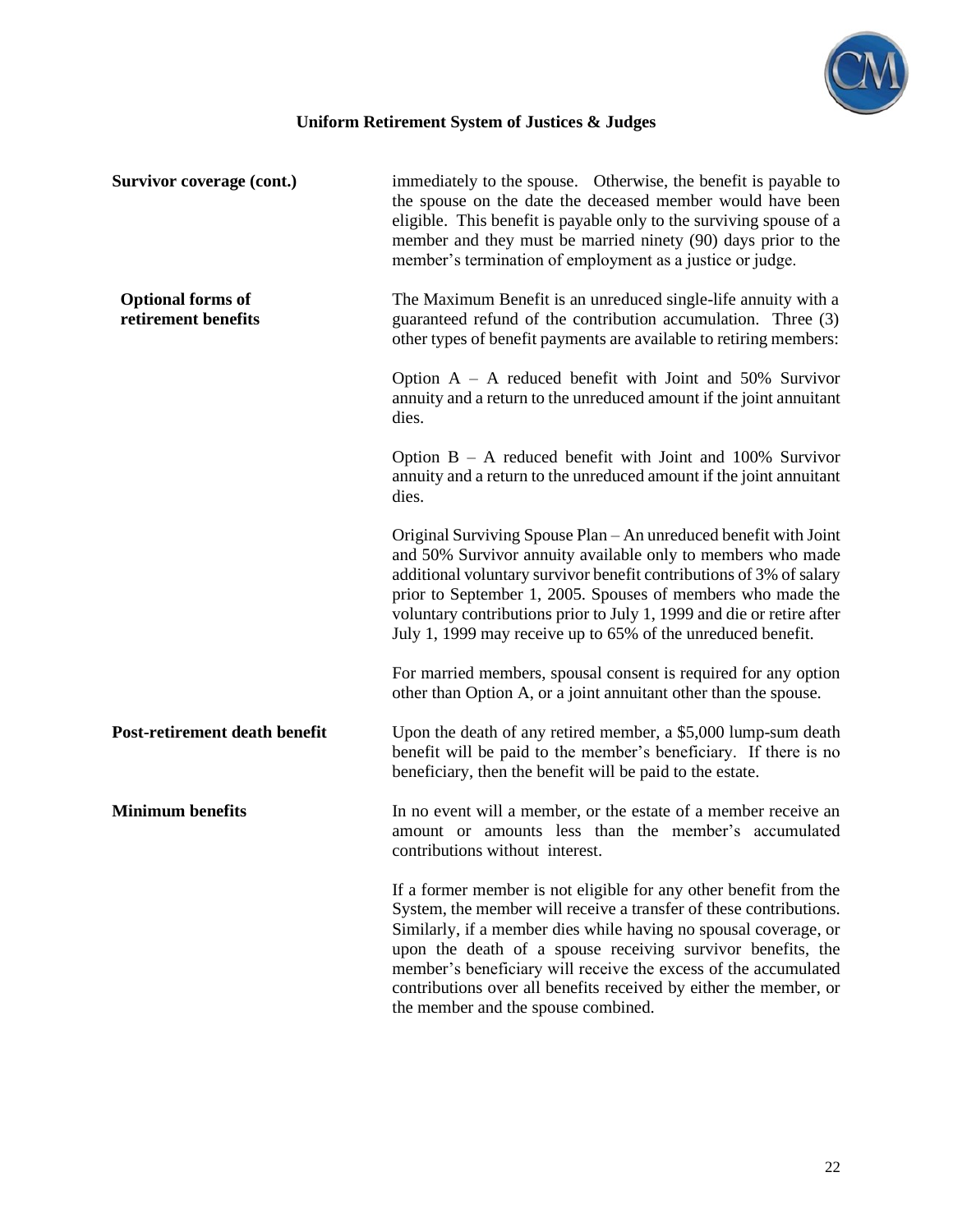## Uniform Retirement System of Justices & Judges

**Survivor coverage (cont.)**

immediately to the spouse. Otherwise, the benefit is payable to the spouse on the date the deceased member would have been eligible. This benefit is payable only to the surviving spouse of a member and they must be married ninety (90) days prior to the member's termination of employment as a justice or judge.

**Optional forms of retirement benefits**

The Maximum Benefit is an unreduced single-life annuity with a guaranteed refund of the contribution accumulation. Three (3) other types of benefit payments are available to retiring members:

Option A – A reduced benefit with Joint and 50% Survivor annuity and a return to the unreduced amount if the joint annuitant dies.

Option B – A reduced benefit with Joint and 100% Survivor annuity and a return to the unreduced amount if the joint annuitant dies.

Original Surviving Spouse Plan – An unreduced benefit with Joint and 50% Survivor annuity available only to members who made additional voluntary survivor benefit contributions of 3% of salary prior to September 1, 2005. Spouses of members who made the voluntary contributions prior to July 1, 1999 and die or retire after July 1, 1999 may receive up to 65% of the unreduced benefit.

For married members, spousal consent is required for any option other than Option A, or a joint annuitant other than the spouse.

**Post-retirement death benefit**

Upon the death of any retired member, a $5,000 lump-sum death benefit will be paid to the member's beneficiary. If there is no beneficiary, then the benefit will be paid to the estate.

**Minimum benefits**

In no event will a member, or the estate of a member receive an amount or amounts less than the member's accumulated contributions without interest.

If a former member is not eligible for any other benefit from the System, the member will receive a transfer of these contributions. Similarly, if a member dies while having no spousal coverage, or upon the death of a spouse receiving survivor benefits, the member's beneficiary will receive the excess of the accumulated contributions over all benefits received by either the member, or the member and the spouse combined.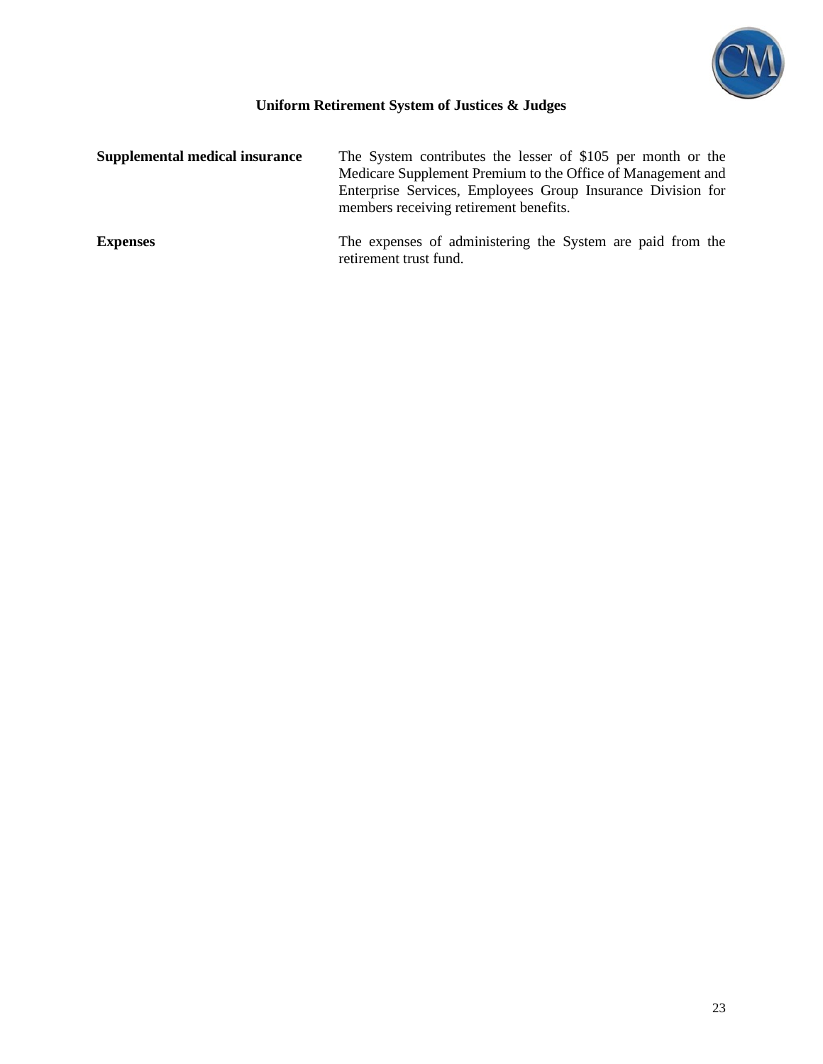**Uniform Retirement System of Justices & Judges**

| | |
|---|---|
| **Supplemental medical insurance** | The System contributes the lesser of $105 per month or the Medicare Supplement Premium to the Office of Management and Enterprise Services, Employees Group Insurance Division for members receiving retirement benefits. |
| **Expenses** | The expenses of administering the System are paid from the retirement trust fund. |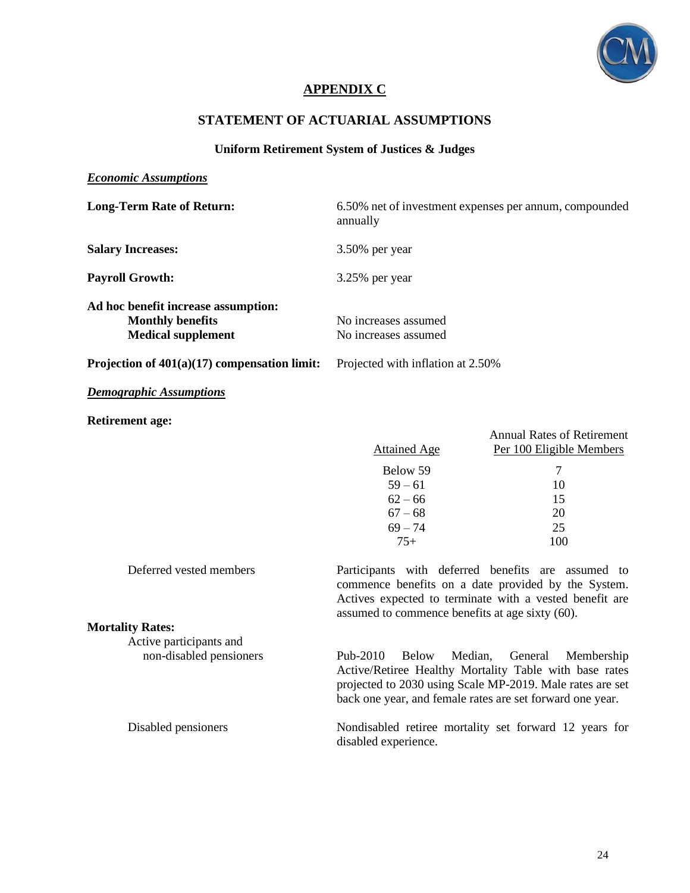# APPENDIX C

## STATEMENT OF ACTUARIAL ASSUMPTIONS

### Uniform Retirement System of Justices & Judges

***Economic Assumptions***

**Long-Term Rate of Return:** 6.50% net of investment expenses per annum, compounded annually

**Salary Increases:** 3.50% per year

**Payroll Growth:** 3.25% per year

**Ad hoc benefit increase assumption:**

- **Monthly benefits** — No increases assumed
- **Medical supplement** — No increases assumed

**Projection of 401(a)(17) compensation limit:** Projected with inflation at 2.50%

***Demographic Assumptions***

**Retirement age:**

| Attained Age | Annual Rates of Retirement Per 100 Eligible Members |
|---|---|
| Below 59 | 7 |
| 59 – 61 | 10 |
| 62 – 66 | 15 |
| 67 – 68 | 20 |
| 69 – 74 | 25 |
| 75+ | 100 |

Deferred vested members: Participants with deferred benefits are assumed to commence benefits on a date provided by the System. Actives expected to terminate with a vested benefit are assumed to commence benefits at age sixty (60).

**Mortality Rates:**

Active participants and non-disabled pensioners: Pub-2010 Below Median, General Membership Active/Retiree Healthy Mortality Table with base rates projected to 2030 using Scale MP-2019. Male rates are set back one year, and female rates are set forward one year.

Disabled pensioners: Nondisabled retiree mortality set forward 12 years for disabled experience.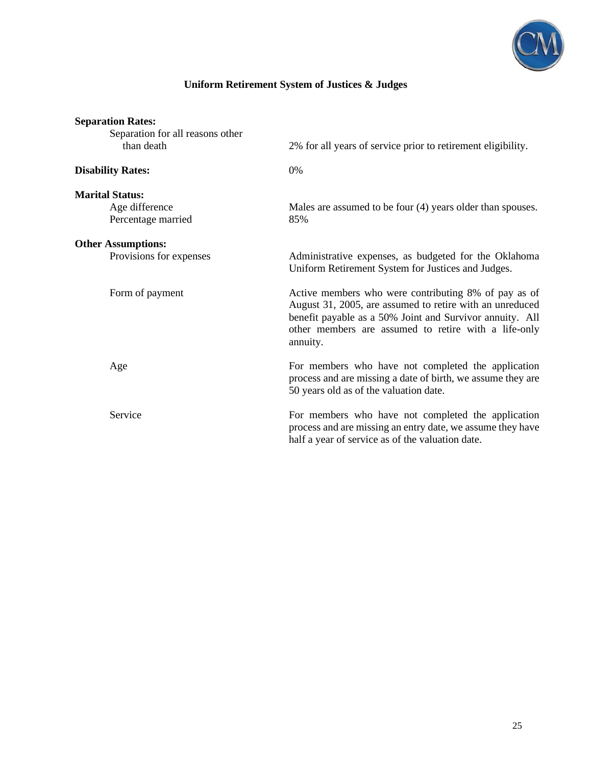## Uniform Retirement System of Justices & Judges

**Separation Rates:**

| | |
|---|---|
| Separation for all reasons other than death | 2% for all years of service prior to retirement eligibility. |

**Disability Rates:** 0%

**Marital Status:**

| | |
|---|---|
| Age difference | Males are assumed to be four (4) years older than spouses. |
| Percentage married | 85% |

**Other Assumptions:**

| | |
|---|---|
| Provisions for expenses | Administrative expenses, as budgeted for the Oklahoma Uniform Retirement System for Justices and Judges. |
| Form of payment | Active members who were contributing 8% of pay as of August 31, 2005, are assumed to retire with an unreduced benefit payable as a 50% Joint and Survivor annuity. All other members are assumed to retire with a life-only annuity. |
| Age | For members who have not completed the application process and are missing a date of birth, we assume they are 50 years old as of the valuation date. |
| Service | For members who have not completed the application process and are missing an entry date, we assume they have half a year of service as of the valuation date. |